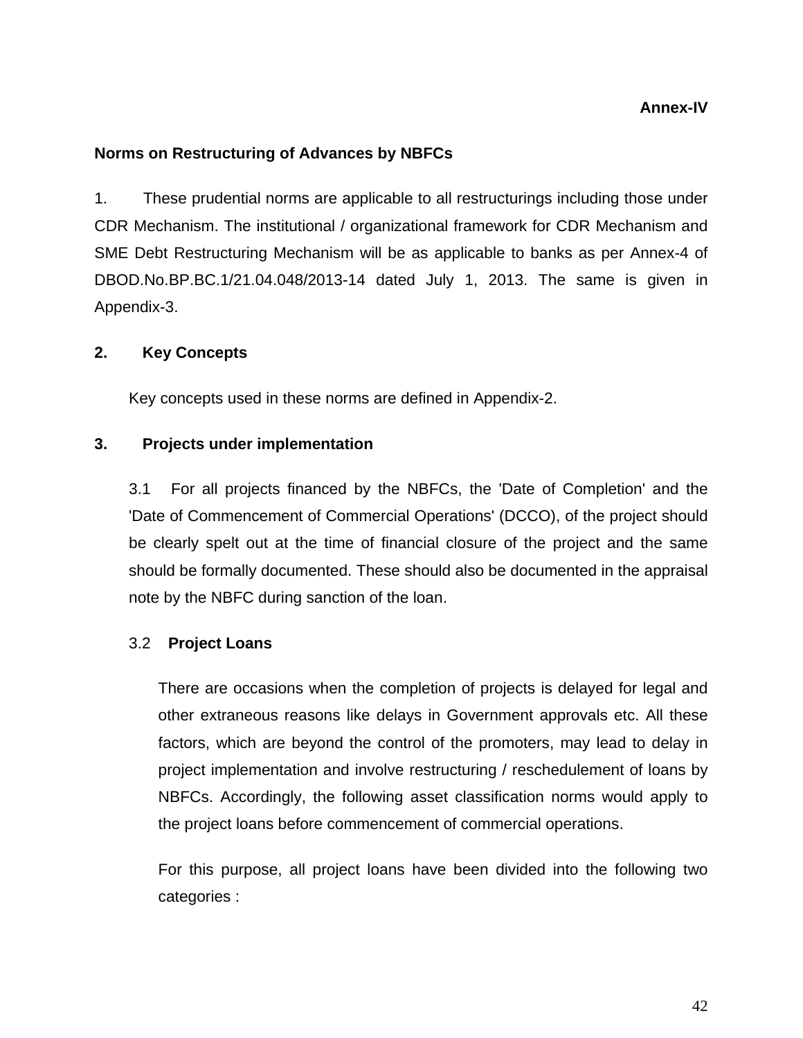**Annex-IV**

## Norms on Restructuring of Advances by NBFCs

1. These prudential norms are applicable to all restructurings including those under CDR Mechanism. The institutional / organizational framework for CDR Mechanism and SME Debt Restructuring Mechanism will be as applicable to banks as per Annex-4 of DBOD.No.BP.BC.1/21.04.048/2013-14 dated July 1, 2013. The same is given in Appendix-3.

### 2. Key Concepts

Key concepts used in these norms are defined in Appendix-2.

### 3. Projects under implementation

3.1 For all projects financed by the NBFCs, the 'Date of Completion' and the 'Date of Commencement of Commercial Operations' (DCCO), of the project should be clearly spelt out at the time of financial closure of the project and the same should be formally documented. These should also be documented in the appraisal note by the NBFC during sanction of the loan.

3.2 **Project Loans**

There are occasions when the completion of projects is delayed for legal and other extraneous reasons like delays in Government approvals etc. All these factors, which are beyond the control of the promoters, may lead to delay in project implementation and involve restructuring / reschedulement of loans by NBFCs. Accordingly, the following asset classification norms would apply to the project loans before commencement of commercial operations.

For this purpose, all project loans have been divided into the following two categories :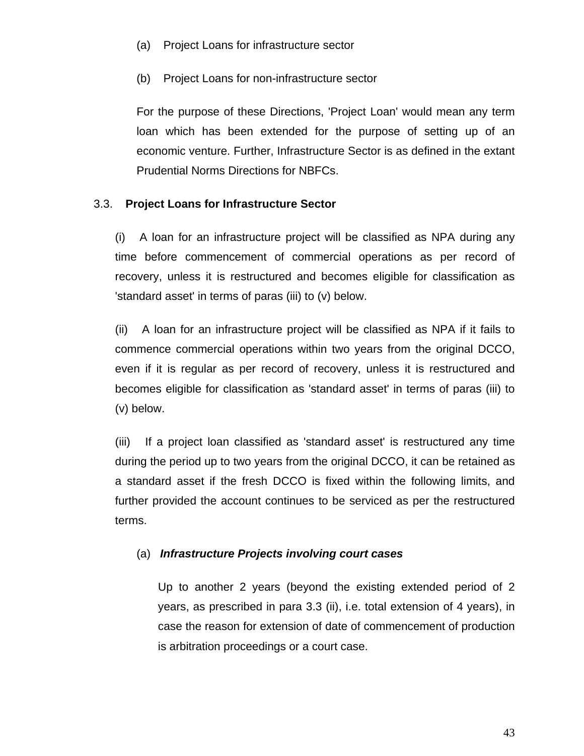(a) Project Loans for infrastructure sector

(b) Project Loans for non-infrastructure sector

For the purpose of these Directions, 'Project Loan' would mean any term loan which has been extended for the purpose of setting up of an economic venture. Further, Infrastructure Sector is as defined in the extant Prudential Norms Directions for NBFCs.

3.3. **Project Loans for Infrastructure Sector**

(i) A loan for an infrastructure project will be classified as NPA during any time before commencement of commercial operations as per record of recovery, unless it is restructured and becomes eligible for classification as 'standard asset' in terms of paras (iii) to (v) below.

(ii) A loan for an infrastructure project will be classified as NPA if it fails to commence commercial operations within two years from the original DCCO, even if it is regular as per record of recovery, unless it is restructured and becomes eligible for classification as 'standard asset' in terms of paras (iii) to (v) below.

(iii) If a project loan classified as 'standard asset' is restructured any time during the period up to two years from the original DCCO, it can be retained as a standard asset if the fresh DCCO is fixed within the following limits, and further provided the account continues to be serviced as per the restructured terms.

(a) ***Infrastructure Projects involving court cases***

Up to another 2 years (beyond the existing extended period of 2 years, as prescribed in para 3.3 (ii), i.e. total extension of 4 years), in case the reason for extension of date of commencement of production is arbitration proceedings or a court case.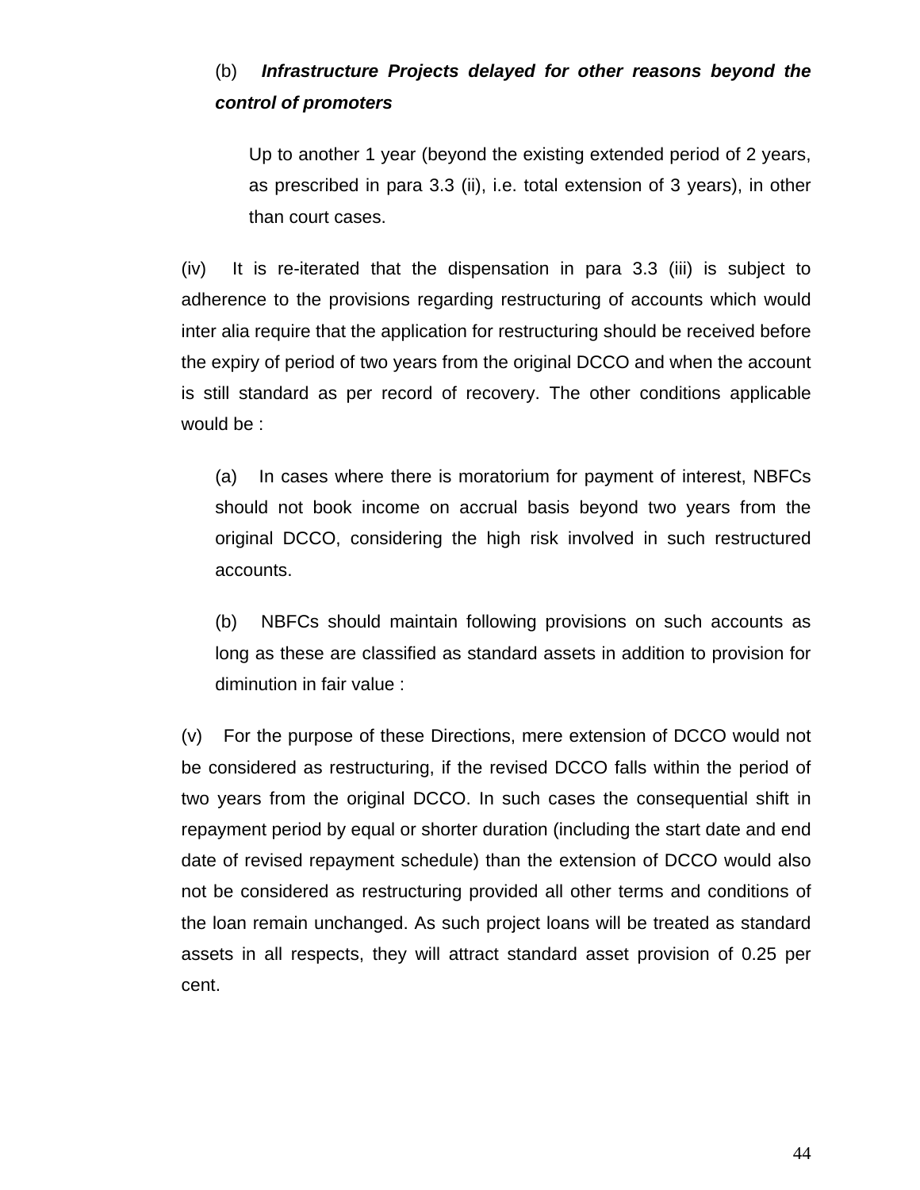(b) ***Infrastructure Projects delayed for other reasons beyond the control of promoters***

Up to another 1 year (beyond the existing extended period of 2 years, as prescribed in para 3.3 (ii), i.e. total extension of 3 years), in other than court cases.

(iv) It is re-iterated that the dispensation in para 3.3 (iii) is subject to adherence to the provisions regarding restructuring of accounts which would inter alia require that the application for restructuring should be received before the expiry of period of two years from the original DCCO and when the account is still standard as per record of recovery. The other conditions applicable would be :

(a) In cases where there is moratorium for payment of interest, NBFCs should not book income on accrual basis beyond two years from the original DCCO, considering the high risk involved in such restructured accounts.

(b) NBFCs should maintain following provisions on such accounts as long as these are classified as standard assets in addition to provision for diminution in fair value :

(v) For the purpose of these Directions, mere extension of DCCO would not be considered as restructuring, if the revised DCCO falls within the period of two years from the original DCCO. In such cases the consequential shift in repayment period by equal or shorter duration (including the start date and end date of revised repayment schedule) than the extension of DCCO would also not be considered as restructuring provided all other terms and conditions of the loan remain unchanged. As such project loans will be treated as standard assets in all respects, they will attract standard asset provision of 0.25 per cent.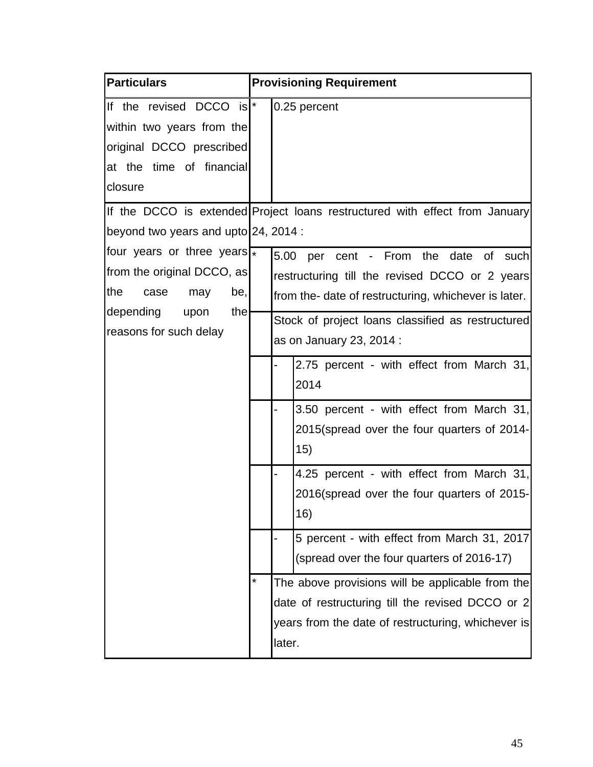| Particulars | Provisioning Requirement | | |
|---|---|---|---|
| If the revised DCCO is within two years from the original DCCO prescribed at the time of financial closure | * | 0.25 percent | |
| If the DCCO is extended beyond two years and upto four years or three years from the original DCCO, as the case may be, depending upon the reasons for such delay | Project loans restructured with effect from January 24, 2014 : | | |
| | * | 5.00 per cent - From the date of such restructuring till the revised DCCO or 2 years from the- date of restructuring, whichever is later. | |
| | | Stock of project loans classified as restructured as on January 23, 2014 : | |
| | | - | 2.75 percent - with effect from March 31, 2014 |
| | | - | 3.50 percent - with effect from March 31, 2015(spread over the four quarters of 2014-15) |
| | | - | 4.25 percent - with effect from March 31, 2016(spread over the four quarters of 2015-16) |
| | | - | 5 percent - with effect from March 31, 2017 (spread over the four quarters of 2016-17) |
| | * | The above provisions will be applicable from the date of restructuring till the revised DCCO or 2 years from the date of restructuring, whichever is later. | |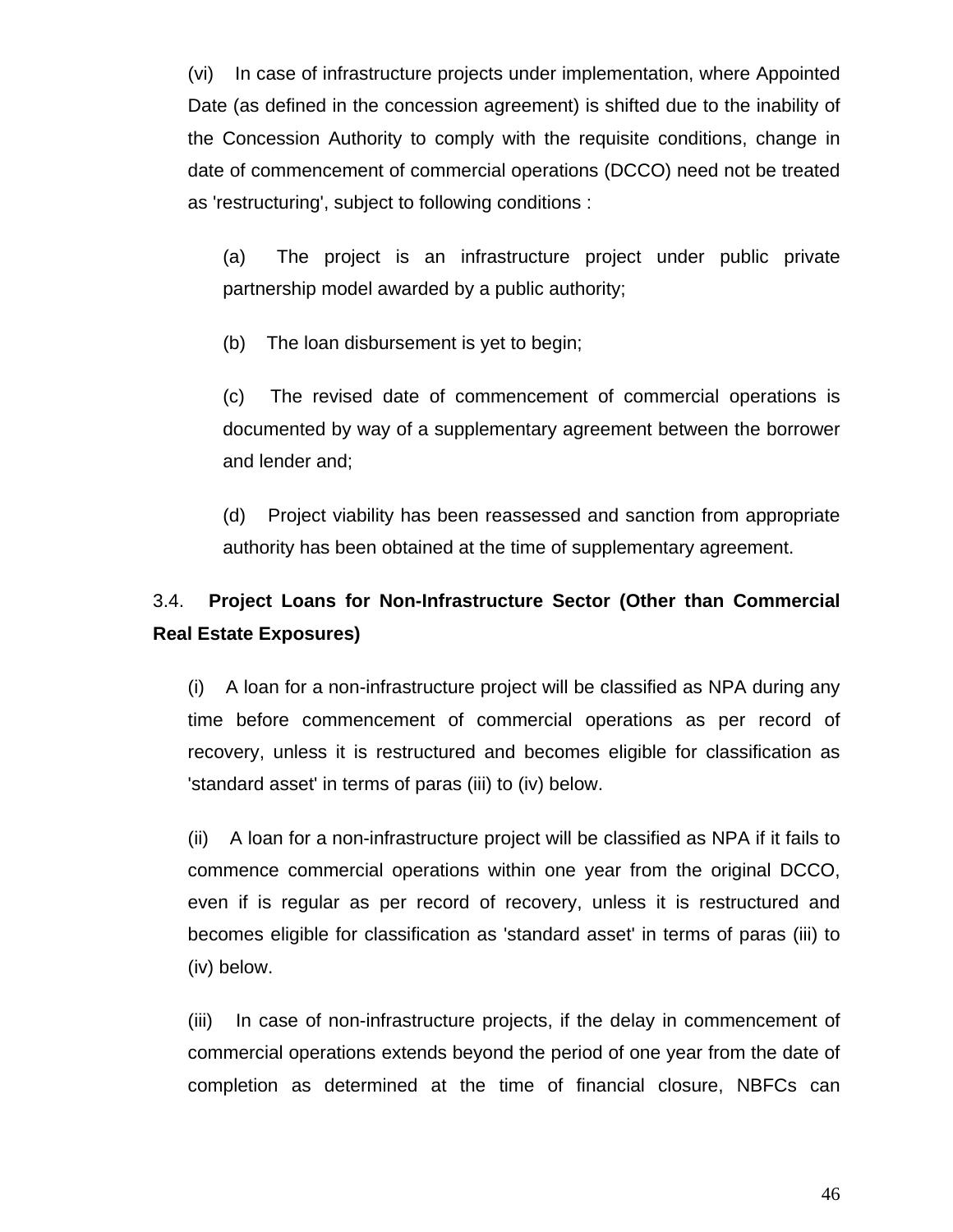(vi) In case of infrastructure projects under implementation, where Appointed Date (as defined in the concession agreement) is shifted due to the inability of the Concession Authority to comply with the requisite conditions, change in date of commencement of commercial operations (DCCO) need not be treated as 'restructuring', subject to following conditions :

(a) The project is an infrastructure project under public private partnership model awarded by a public authority;

(b) The loan disbursement is yet to begin;

(c) The revised date of commencement of commercial operations is documented by way of a supplementary agreement between the borrower and lender and;

(d) Project viability has been reassessed and sanction from appropriate authority has been obtained at the time of supplementary agreement.

3.4. **Project Loans for Non-Infrastructure Sector (Other than Commercial Real Estate Exposures)**

(i) A loan for a non-infrastructure project will be classified as NPA during any time before commencement of commercial operations as per record of recovery, unless it is restructured and becomes eligible for classification as 'standard asset' in terms of paras (iii) to (iv) below.

(ii) A loan for a non-infrastructure project will be classified as NPA if it fails to commence commercial operations within one year from the original DCCO, even if is regular as per record of recovery, unless it is restructured and becomes eligible for classification as 'standard asset' in terms of paras (iii) to (iv) below.

(iii) In case of non-infrastructure projects, if the delay in commencement of commercial operations extends beyond the period of one year from the date of completion as determined at the time of financial closure, NBFCs can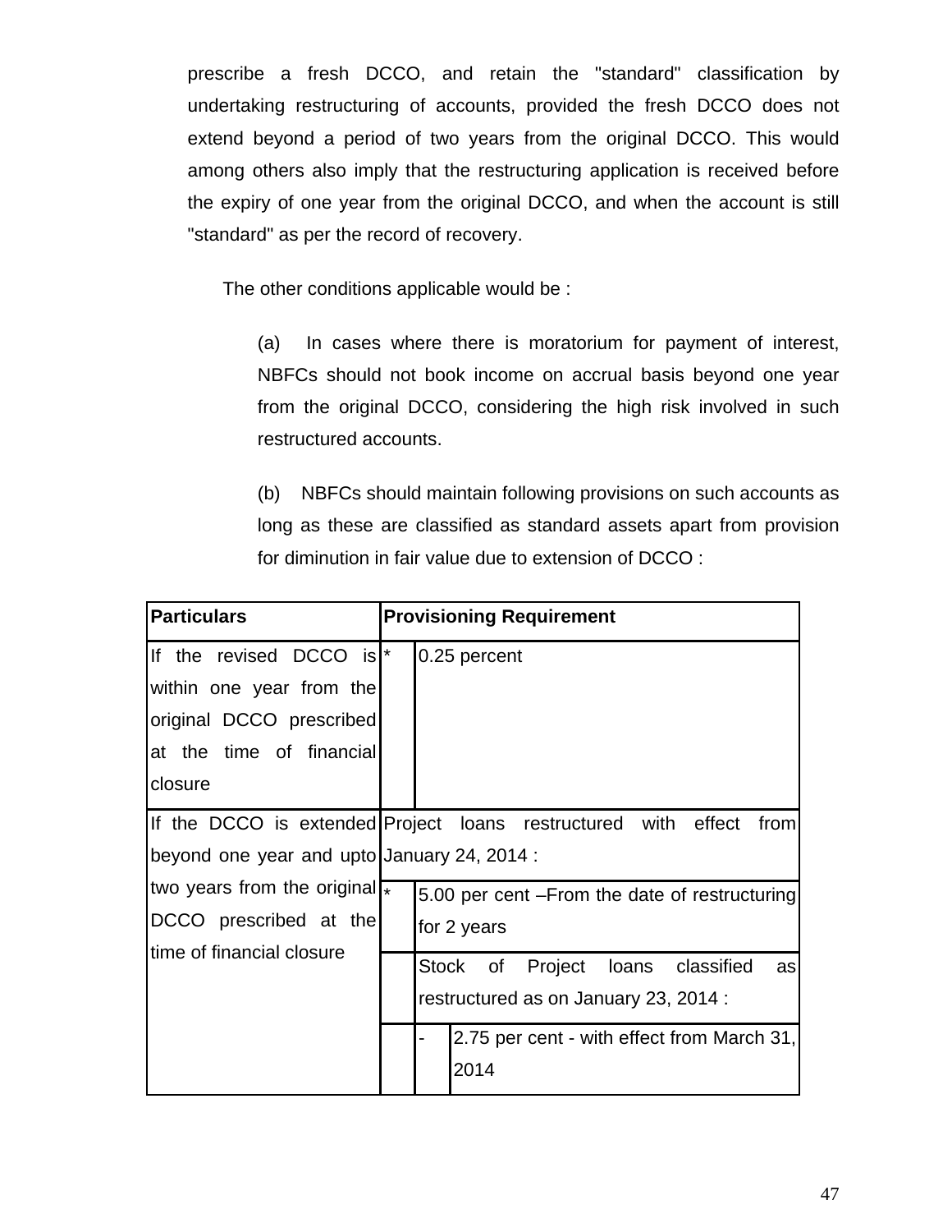prescribe a fresh DCCO, and retain the "standard" classification by undertaking restructuring of accounts, provided the fresh DCCO does not extend beyond a period of two years from the original DCCO. This would among others also imply that the restructuring application is received before the expiry of one year from the original DCCO, and when the account is still "standard" as per the record of recovery.

The other conditions applicable would be :

(a) In cases where there is moratorium for payment of interest, NBFCs should not book income on accrual basis beyond one year from the original DCCO, considering the high risk involved in such restructured accounts.

(b) NBFCs should maintain following provisions on such accounts as long as these are classified as standard assets apart from provision for diminution in fair value due to extension of DCCO :

| Particulars | Provisioning Requirement |
|---|---|
| If the revised DCCO is within one year from the original DCCO prescribed at the time of financial closure | * 0.25 percent |
| If the DCCO is extended beyond one year and upto two years from the original DCCO prescribed at the time of financial closure | Project loans restructured with effect from January 24, 2014 :<br>* 5.00 per cent –From the date of restructuring for 2 years<br>Stock of Project loans classified as restructured as on January 23, 2014 :<br>- 2.75 per cent - with effect from March 31, 2014 |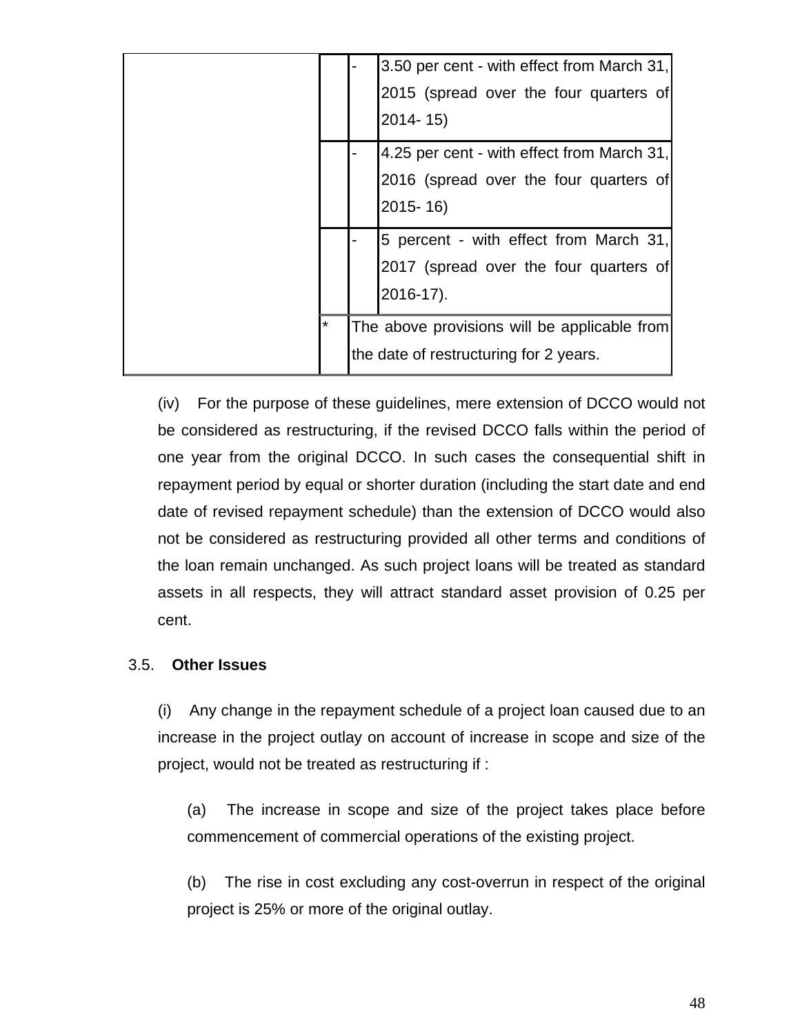| | | | |
|---|---|---|---|
| | | - | 3.50 per cent - with effect from March 31, 2015 (spread over the four quarters of 2014- 15) |
| | | - | 4.25 per cent - with effect from March 31, 2016 (spread over the four quarters of 2015- 16) |
| | | - | 5 percent - with effect from March 31, 2017 (spread over the four quarters of 2016-17). |
| | * | The above provisions will be applicable from the date of restructuring for 2 years. | |

(iv) For the purpose of these guidelines, mere extension of DCCO would not be considered as restructuring, if the revised DCCO falls within the period of one year from the original DCCO. In such cases the consequential shift in repayment period by equal or shorter duration (including the start date and end date of revised repayment schedule) than the extension of DCCO would also not be considered as restructuring provided all other terms and conditions of the loan remain unchanged. As such project loans will be treated as standard assets in all respects, they will attract standard asset provision of 0.25 per cent.

3.5. **Other Issues**

(i) Any change in the repayment schedule of a project loan caused due to an increase in the project outlay on account of increase in scope and size of the project, would not be treated as restructuring if :

(a) The increase in scope and size of the project takes place before commencement of commercial operations of the existing project.

(b) The rise in cost excluding any cost-overrun in respect of the original project is 25% or more of the original outlay.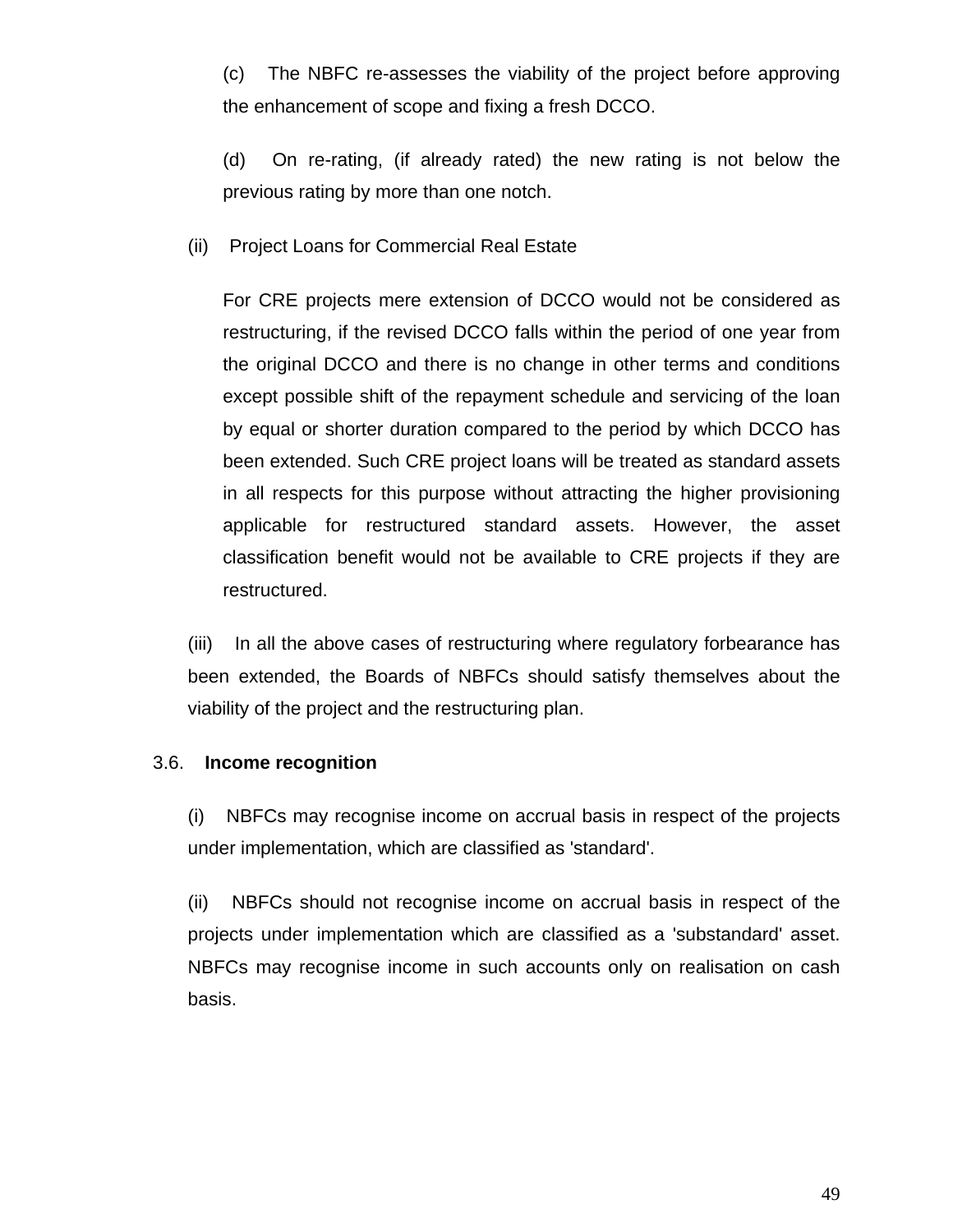(c) The NBFC re-assesses the viability of the project before approving the enhancement of scope and fixing a fresh DCCO.

(d) On re-rating, (if already rated) the new rating is not below the previous rating by more than one notch.

(ii) Project Loans for Commercial Real Estate

For CRE projects mere extension of DCCO would not be considered as restructuring, if the revised DCCO falls within the period of one year from the original DCCO and there is no change in other terms and conditions except possible shift of the repayment schedule and servicing of the loan by equal or shorter duration compared to the period by which DCCO has been extended. Such CRE project loans will be treated as standard assets in all respects for this purpose without attracting the higher provisioning applicable for restructured standard assets. However, the asset classification benefit would not be available to CRE projects if they are restructured.

(iii) In all the above cases of restructuring where regulatory forbearance has been extended, the Boards of NBFCs should satisfy themselves about the viability of the project and the restructuring plan.

3.6. **Income recognition**

(i) NBFCs may recognise income on accrual basis in respect of the projects under implementation, which are classified as 'standard'.

(ii) NBFCs should not recognise income on accrual basis in respect of the projects under implementation which are classified as a 'substandard' asset. NBFCs may recognise income in such accounts only on realisation on cash basis.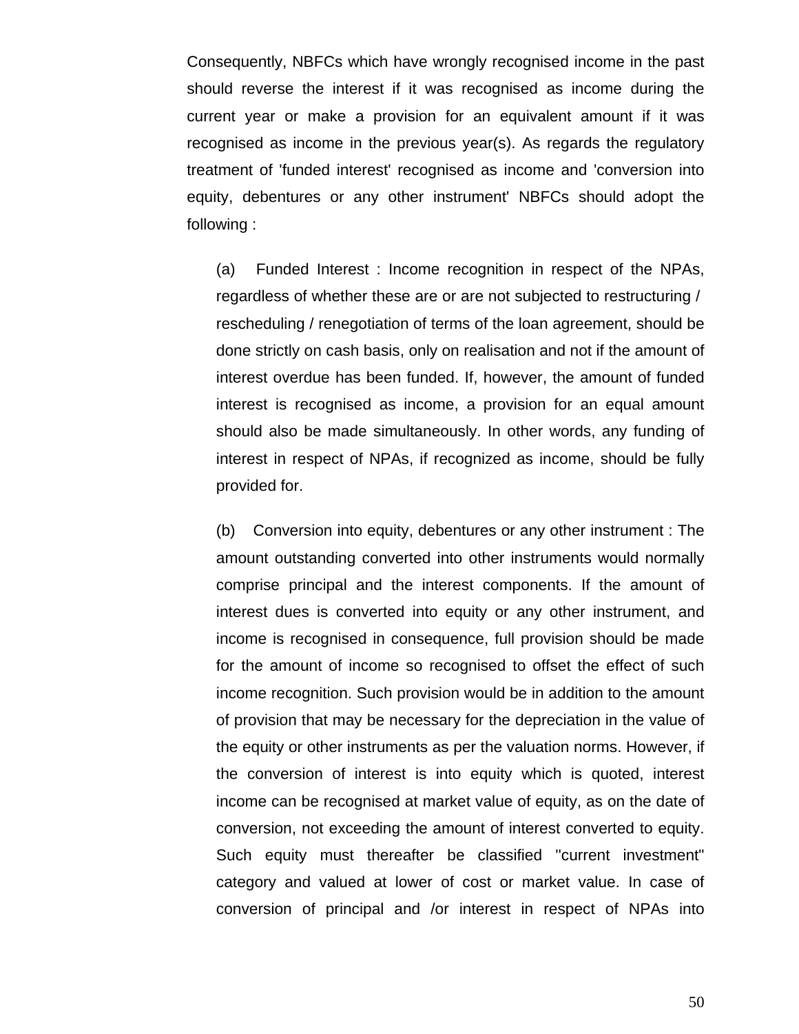Consequently, NBFCs which have wrongly recognised income in the past should reverse the interest if it was recognised as income during the current year or make a provision for an equivalent amount if it was recognised as income in the previous year(s). As regards the regulatory treatment of 'funded interest' recognised as income and 'conversion into equity, debentures or any other instrument' NBFCs should adopt the following :

(a) Funded Interest : Income recognition in respect of the NPAs, regardless of whether these are or are not subjected to restructuring / rescheduling / renegotiation of terms of the loan agreement, should be done strictly on cash basis, only on realisation and not if the amount of interest overdue has been funded. If, however, the amount of funded interest is recognised as income, a provision for an equal amount should also be made simultaneously. In other words, any funding of interest in respect of NPAs, if recognized as income, should be fully provided for.

(b) Conversion into equity, debentures or any other instrument : The amount outstanding converted into other instruments would normally comprise principal and the interest components. If the amount of interest dues is converted into equity or any other instrument, and income is recognised in consequence, full provision should be made for the amount of income so recognised to offset the effect of such income recognition. Such provision would be in addition to the amount of provision that may be necessary for the depreciation in the value of the equity or other instruments as per the valuation norms. However, if the conversion of interest is into equity which is quoted, interest income can be recognised at market value of equity, as on the date of conversion, not exceeding the amount of interest converted to equity. Such equity must thereafter be classified "current investment" category and valued at lower of cost or market value. In case of conversion of principal and /or interest in respect of NPAs into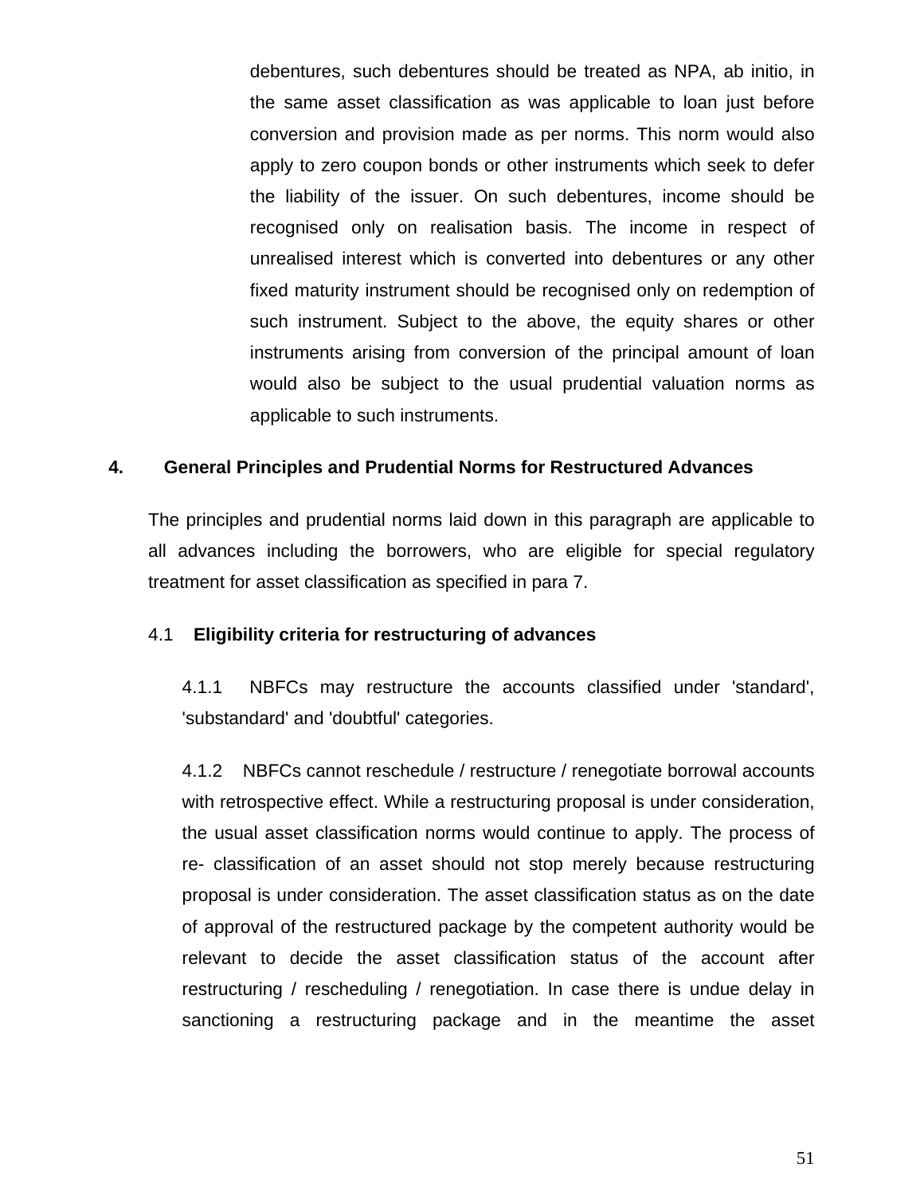debentures, such debentures should be treated as NPA, ab initio, in the same asset classification as was applicable to loan just before conversion and provision made as per norms. This norm would also apply to zero coupon bonds or other instruments which seek to defer the liability of the issuer. On such debentures, income should be recognised only on realisation basis. The income in respect of unrealised interest which is converted into debentures or any other fixed maturity instrument should be recognised only on redemption of such instrument. Subject to the above, the equity shares or other instruments arising from conversion of the principal amount of loan would also be subject to the usual prudential valuation norms as applicable to such instruments.

## 4. General Principles and Prudential Norms for Restructured Advances

The principles and prudential norms laid down in this paragraph are applicable to all advances including the borrowers, who are eligible for special regulatory treatment for asset classification as specified in para 7.

### 4.1 **Eligibility criteria for restructuring of advances**

4.1.1 NBFCs may restructure the accounts classified under 'standard', 'substandard' and 'doubtful' categories.

4.1.2 NBFCs cannot reschedule / restructure / renegotiate borrowal accounts with retrospective effect. While a restructuring proposal is under consideration, the usual asset classification norms would continue to apply. The process of re- classification of an asset should not stop merely because restructuring proposal is under consideration. The asset classification status as on the date of approval of the restructured package by the competent authority would be relevant to decide the asset classification status of the account after restructuring / rescheduling / renegotiation. In case there is undue delay in sanctioning a restructuring package and in the meantime the asset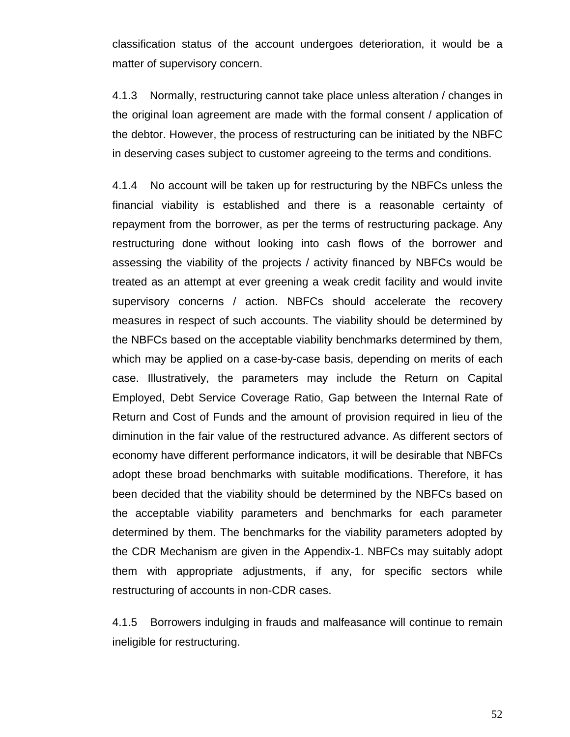classification status of the account undergoes deterioration, it would be a matter of supervisory concern.

4.1.3 Normally, restructuring cannot take place unless alteration / changes in the original loan agreement are made with the formal consent / application of the debtor. However, the process of restructuring can be initiated by the NBFC in deserving cases subject to customer agreeing to the terms and conditions.

4.1.4 No account will be taken up for restructuring by the NBFCs unless the financial viability is established and there is a reasonable certainty of repayment from the borrower, as per the terms of restructuring package. Any restructuring done without looking into cash flows of the borrower and assessing the viability of the projects / activity financed by NBFCs would be treated as an attempt at ever greening a weak credit facility and would invite supervisory concerns / action. NBFCs should accelerate the recovery measures in respect of such accounts. The viability should be determined by the NBFCs based on the acceptable viability benchmarks determined by them, which may be applied on a case-by-case basis, depending on merits of each case. Illustratively, the parameters may include the Return on Capital Employed, Debt Service Coverage Ratio, Gap between the Internal Rate of Return and Cost of Funds and the amount of provision required in lieu of the diminution in the fair value of the restructured advance. As different sectors of economy have different performance indicators, it will be desirable that NBFCs adopt these broad benchmarks with suitable modifications. Therefore, it has been decided that the viability should be determined by the NBFCs based on the acceptable viability parameters and benchmarks for each parameter determined by them. The benchmarks for the viability parameters adopted by the CDR Mechanism are given in the Appendix-1. NBFCs may suitably adopt them with appropriate adjustments, if any, for specific sectors while restructuring of accounts in non-CDR cases.

4.1.5 Borrowers indulging in frauds and malfeasance will continue to remain ineligible for restructuring.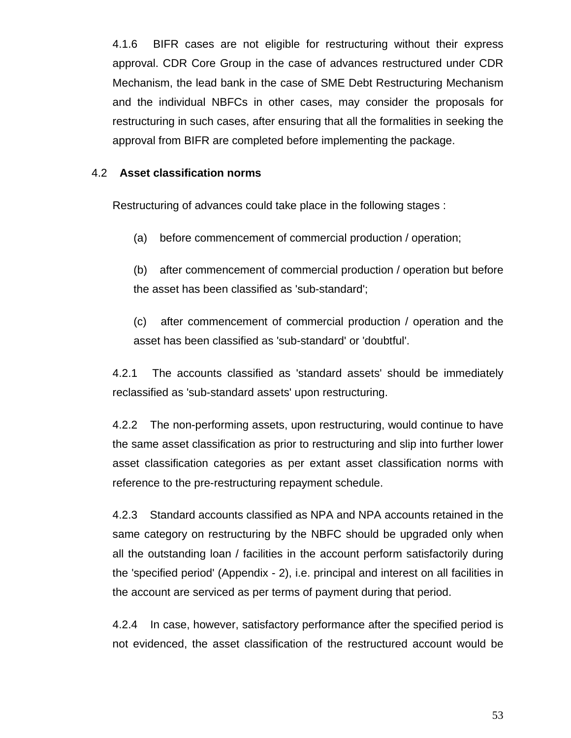4.1.6 BIFR cases are not eligible for restructuring without their express approval. CDR Core Group in the case of advances restructured under CDR Mechanism, the lead bank in the case of SME Debt Restructuring Mechanism and the individual NBFCs in other cases, may consider the proposals for restructuring in such cases, after ensuring that all the formalities in seeking the approval from BIFR are completed before implementing the package.

4.2 **Asset classification norms**

Restructuring of advances could take place in the following stages :

(a) before commencement of commercial production / operation;

(b) after commencement of commercial production / operation but before the asset has been classified as 'sub-standard';

(c) after commencement of commercial production / operation and the asset has been classified as 'sub-standard' or 'doubtful'.

4.2.1 The accounts classified as 'standard assets' should be immediately reclassified as 'sub-standard assets' upon restructuring.

4.2.2 The non-performing assets, upon restructuring, would continue to have the same asset classification as prior to restructuring and slip into further lower asset classification categories as per extant asset classification norms with reference to the pre-restructuring repayment schedule.

4.2.3 Standard accounts classified as NPA and NPA accounts retained in the same category on restructuring by the NBFC should be upgraded only when all the outstanding loan / facilities in the account perform satisfactorily during the 'specified period' (Appendix - 2), i.e. principal and interest on all facilities in the account are serviced as per terms of payment during that period.

4.2.4 In case, however, satisfactory performance after the specified period is not evidenced, the asset classification of the restructured account would be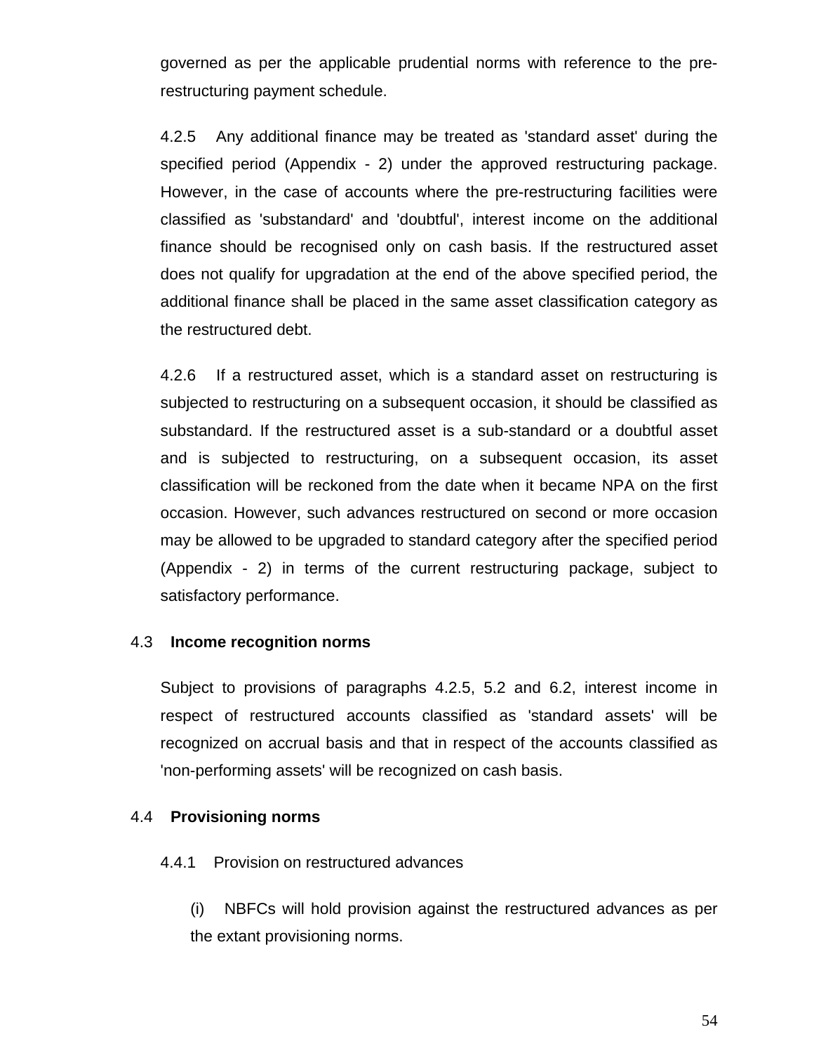governed as per the applicable prudential norms with reference to the pre-restructuring payment schedule.

4.2.5 Any additional finance may be treated as 'standard asset' during the specified period (Appendix - 2) under the approved restructuring package. However, in the case of accounts where the pre-restructuring facilities were classified as 'substandard' and 'doubtful', interest income on the additional finance should be recognised only on cash basis. If the restructured asset does not qualify for upgradation at the end of the above specified period, the additional finance shall be placed in the same asset classification category as the restructured debt.

4.2.6 If a restructured asset, which is a standard asset on restructuring is subjected to restructuring on a subsequent occasion, it should be classified as substandard. If the restructured asset is a sub-standard or a doubtful asset and is subjected to restructuring, on a subsequent occasion, its asset classification will be reckoned from the date when it became NPA on the first occasion. However, such advances restructured on second or more occasion may be allowed to be upgraded to standard category after the specified period (Appendix - 2) in terms of the current restructuring package, subject to satisfactory performance.

### 4.3 **Income recognition norms**

Subject to provisions of paragraphs 4.2.5, 5.2 and 6.2, interest income in respect of restructured accounts classified as 'standard assets' will be recognized on accrual basis and that in respect of the accounts classified as 'non-performing assets' will be recognized on cash basis.

### 4.4 **Provisioning norms**

4.4.1 Provision on restructured advances

(i) NBFCs will hold provision against the restructured advances as per the extant provisioning norms.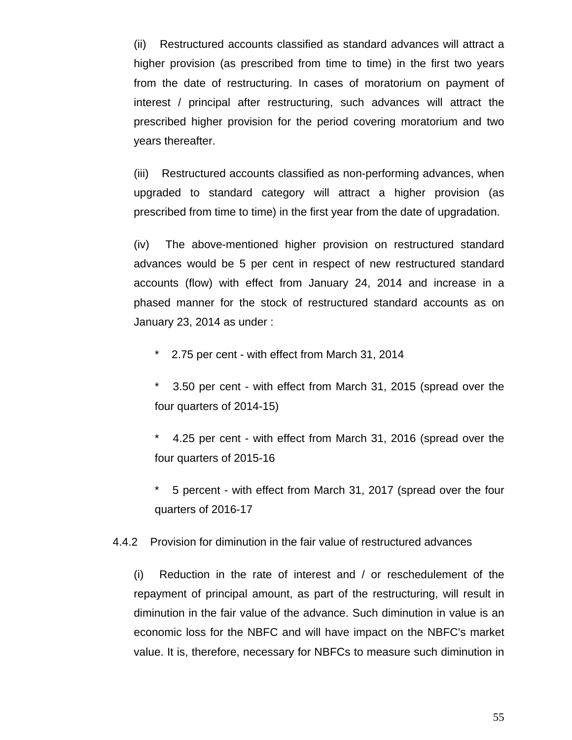(ii) Restructured accounts classified as standard advances will attract a higher provision (as prescribed from time to time) in the first two years from the date of restructuring. In cases of moratorium on payment of interest / principal after restructuring, such advances will attract the prescribed higher provision for the period covering moratorium and two years thereafter.

(iii) Restructured accounts classified as non-performing advances, when upgraded to standard category will attract a higher provision (as prescribed from time to time) in the first year from the date of upgradation.

(iv) The above-mentioned higher provision on restructured standard advances would be 5 per cent in respect of new restructured standard accounts (flow) with effect from January 24, 2014 and increase in a phased manner for the stock of restructured standard accounts as on January 23, 2014 as under :

* 2.75 per cent - with effect from March 31, 2014
* 3.50 per cent - with effect from March 31, 2015 (spread over the four quarters of 2014-15)
* 4.25 per cent - with effect from March 31, 2016 (spread over the four quarters of 2015-16
* 5 percent - with effect from March 31, 2017 (spread over the four quarters of 2016-17

4.4.2 Provision for diminution in the fair value of restructured advances

(i) Reduction in the rate of interest and / or reschedulement of the repayment of principal amount, as part of the restructuring, will result in diminution in the fair value of the advance. Such diminution in value is an economic loss for the NBFC and will have impact on the NBFC's market value. It is, therefore, necessary for NBFCs to measure such diminution in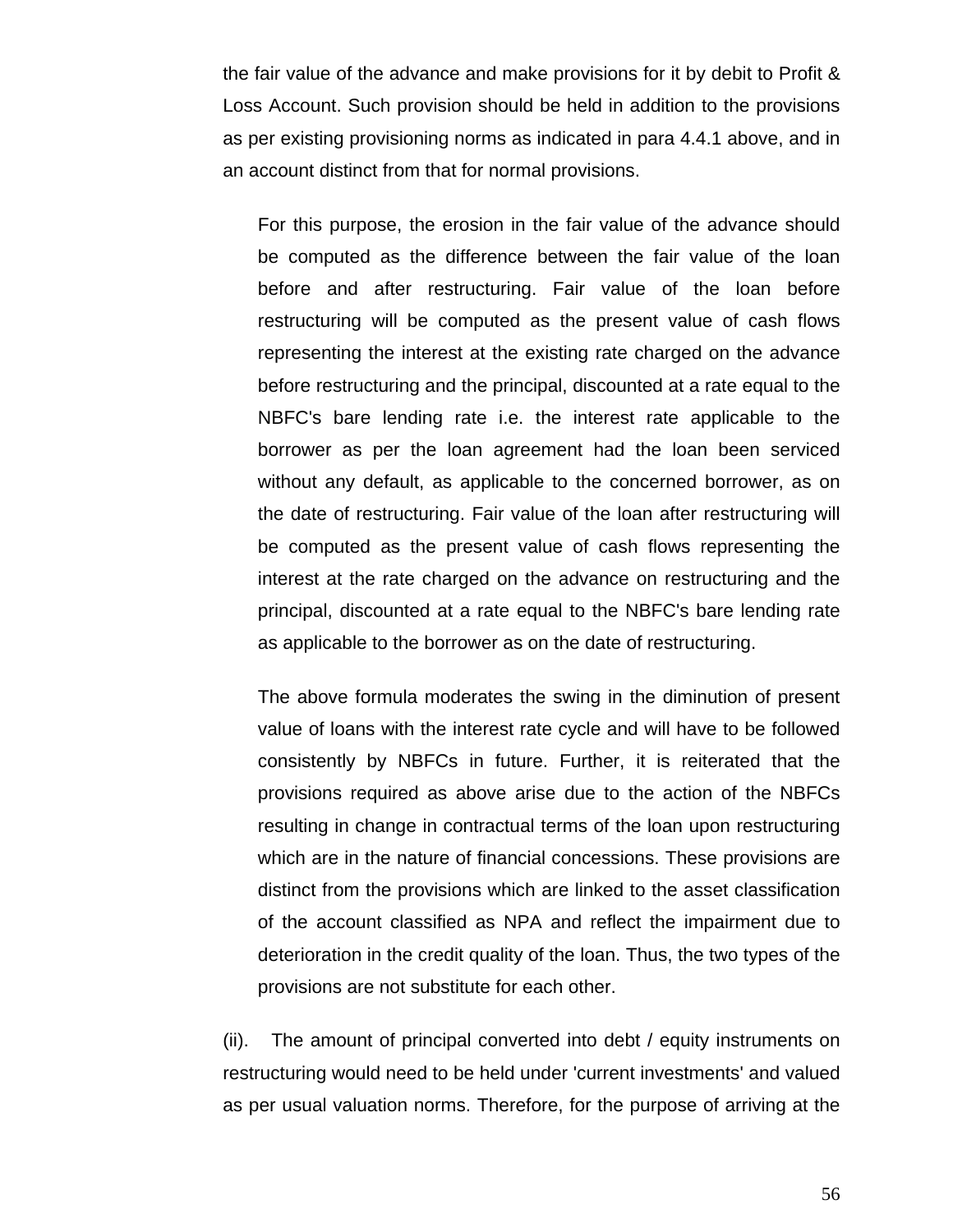the fair value of the advance and make provisions for it by debit to Profit & Loss Account. Such provision should be held in addition to the provisions as per existing provisioning norms as indicated in para 4.4.1 above, and in an account distinct from that for normal provisions.

For this purpose, the erosion in the fair value of the advance should be computed as the difference between the fair value of the loan before and after restructuring. Fair value of the loan before restructuring will be computed as the present value of cash flows representing the interest at the existing rate charged on the advance before restructuring and the principal, discounted at a rate equal to the NBFC's bare lending rate i.e. the interest rate applicable to the borrower as per the loan agreement had the loan been serviced without any default, as applicable to the concerned borrower, as on the date of restructuring. Fair value of the loan after restructuring will be computed as the present value of cash flows representing the interest at the rate charged on the advance on restructuring and the principal, discounted at a rate equal to the NBFC's bare lending rate as applicable to the borrower as on the date of restructuring.

The above formula moderates the swing in the diminution of present value of loans with the interest rate cycle and will have to be followed consistently by NBFCs in future. Further, it is reiterated that the provisions required as above arise due to the action of the NBFCs resulting in change in contractual terms of the loan upon restructuring which are in the nature of financial concessions. These provisions are distinct from the provisions which are linked to the asset classification of the account classified as NPA and reflect the impairment due to deterioration in the credit quality of the loan. Thus, the two types of the provisions are not substitute for each other.

(ii). The amount of principal converted into debt / equity instruments on restructuring would need to be held under 'current investments' and valued as per usual valuation norms. Therefore, for the purpose of arriving at the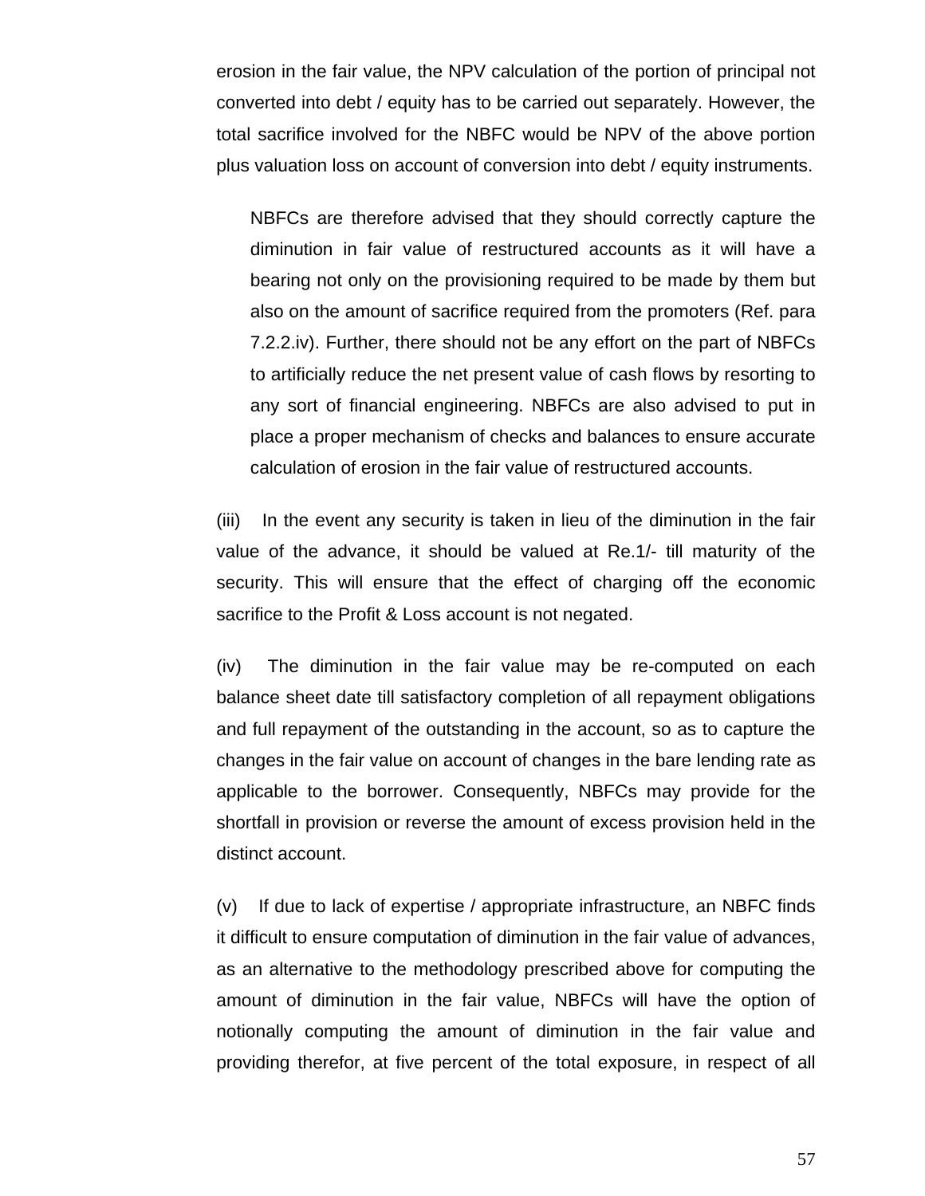erosion in the fair value, the NPV calculation of the portion of principal not converted into debt / equity has to be carried out separately. However, the total sacrifice involved for the NBFC would be NPV of the above portion plus valuation loss on account of conversion into debt / equity instruments.

NBFCs are therefore advised that they should correctly capture the diminution in fair value of restructured accounts as it will have a bearing not only on the provisioning required to be made by them but also on the amount of sacrifice required from the promoters (Ref. para 7.2.2.iv). Further, there should not be any effort on the part of NBFCs to artificially reduce the net present value of cash flows by resorting to any sort of financial engineering. NBFCs are also advised to put in place a proper mechanism of checks and balances to ensure accurate calculation of erosion in the fair value of restructured accounts.

(iii) In the event any security is taken in lieu of the diminution in the fair value of the advance, it should be valued at Re.1/- till maturity of the security. This will ensure that the effect of charging off the economic sacrifice to the Profit & Loss account is not negated.

(iv) The diminution in the fair value may be re-computed on each balance sheet date till satisfactory completion of all repayment obligations and full repayment of the outstanding in the account, so as to capture the changes in the fair value on account of changes in the bare lending rate as applicable to the borrower. Consequently, NBFCs may provide for the shortfall in provision or reverse the amount of excess provision held in the distinct account.

(v) If due to lack of expertise / appropriate infrastructure, an NBFC finds it difficult to ensure computation of diminution in the fair value of advances, as an alternative to the methodology prescribed above for computing the amount of diminution in the fair value, NBFCs will have the option of notionally computing the amount of diminution in the fair value and providing therefor, at five percent of the total exposure, in respect of all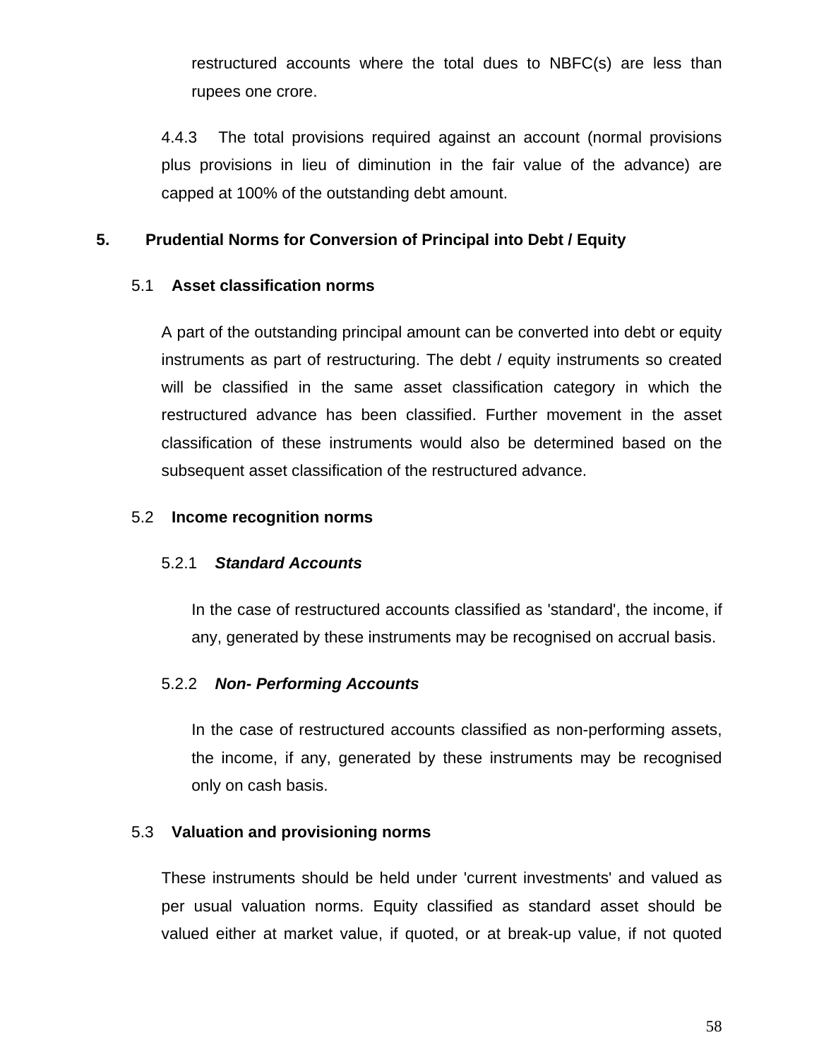restructured accounts where the total dues to NBFC(s) are less than rupees one crore.

4.4.3 The total provisions required against an account (normal provisions plus provisions in lieu of diminution in the fair value of the advance) are capped at 100% of the outstanding debt amount.

## 5. Prudential Norms for Conversion of Principal into Debt / Equity

### 5.1 Asset classification norms

A part of the outstanding principal amount can be converted into debt or equity instruments as part of restructuring. The debt / equity instruments so created will be classified in the same asset classification category in which the restructured advance has been classified. Further movement in the asset classification of these instruments would also be determined based on the subsequent asset classification of the restructured advance.

### 5.2 Income recognition norms

#### 5.2.1 *Standard Accounts*

In the case of restructured accounts classified as 'standard', the income, if any, generated by these instruments may be recognised on accrual basis.

#### 5.2.2 *Non- Performing Accounts*

In the case of restructured accounts classified as non-performing assets, the income, if any, generated by these instruments may be recognised only on cash basis.

### 5.3 Valuation and provisioning norms

These instruments should be held under 'current investments' and valued as per usual valuation norms. Equity classified as standard asset should be valued either at market value, if quoted, or at break-up value, if not quoted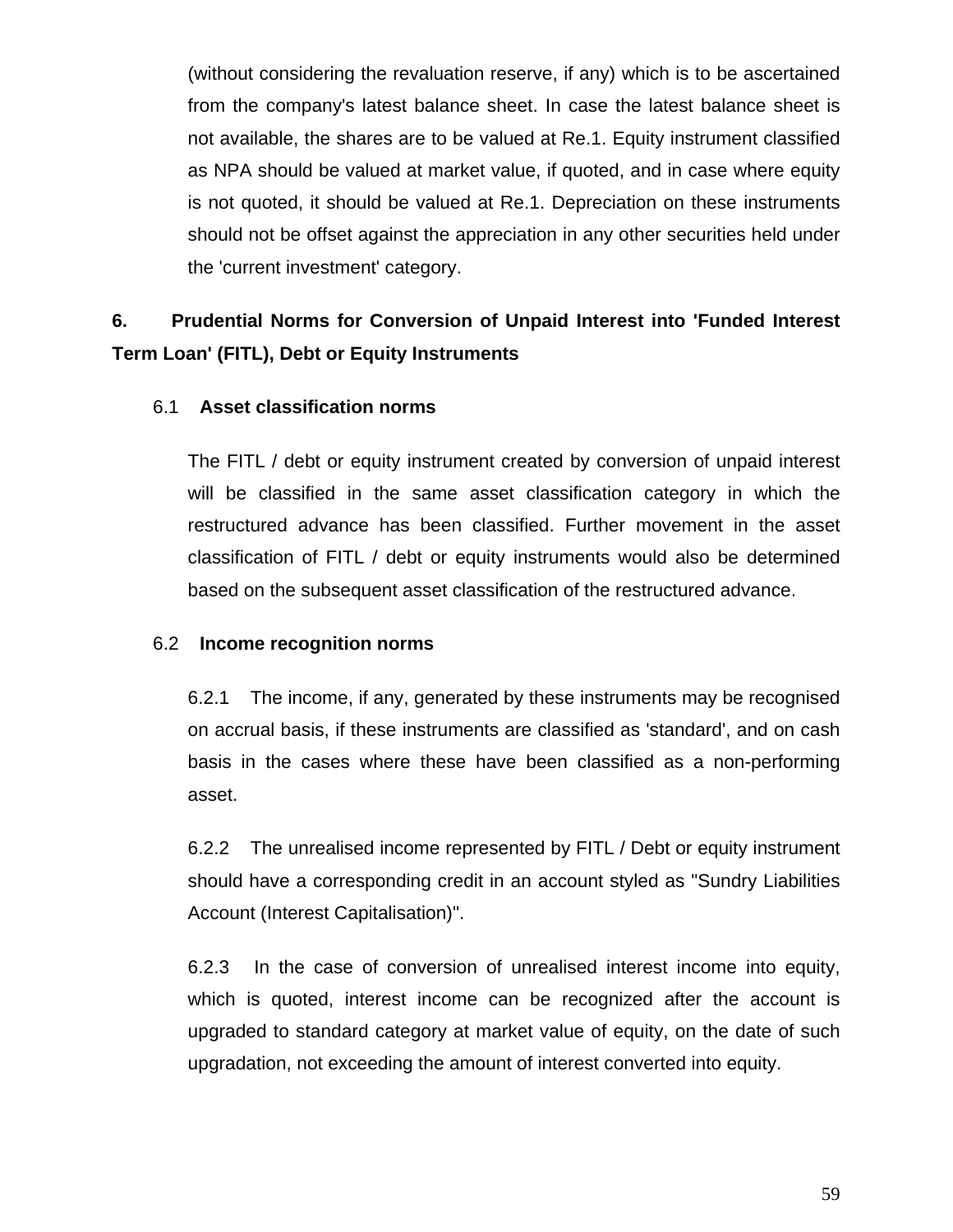(without considering the revaluation reserve, if any) which is to be ascertained from the company's latest balance sheet. In case the latest balance sheet is not available, the shares are to be valued at Re.1. Equity instrument classified as NPA should be valued at market value, if quoted, and in case where equity is not quoted, it should be valued at Re.1. Depreciation on these instruments should not be offset against the appreciation in any other securities held under the 'current investment' category.

## 6. Prudential Norms for Conversion of Unpaid Interest into 'Funded Interest Term Loan' (FITL), Debt or Equity Instruments

### 6.1 Asset classification norms

The FITL / debt or equity instrument created by conversion of unpaid interest will be classified in the same asset classification category in which the restructured advance has been classified. Further movement in the asset classification of FITL / debt or equity instruments would also be determined based on the subsequent asset classification of the restructured advance.

### 6.2 Income recognition norms

6.2.1 The income, if any, generated by these instruments may be recognised on accrual basis, if these instruments are classified as 'standard', and on cash basis in the cases where these have been classified as a non-performing asset.

6.2.2 The unrealised income represented by FITL / Debt or equity instrument should have a corresponding credit in an account styled as "Sundry Liabilities Account (Interest Capitalisation)".

6.2.3 In the case of conversion of unrealised interest income into equity, which is quoted, interest income can be recognized after the account is upgraded to standard category at market value of equity, on the date of such upgradation, not exceeding the amount of interest converted into equity.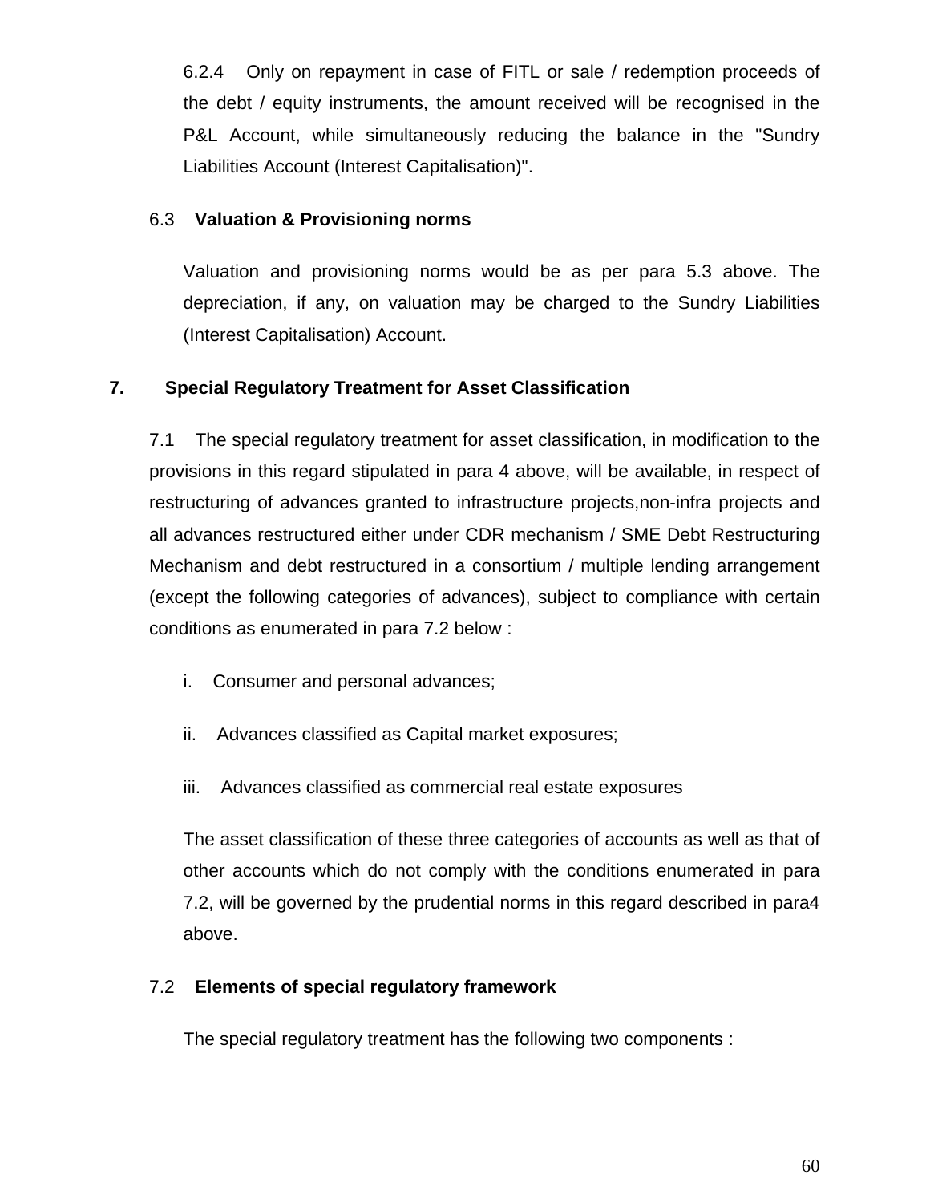6.2.4 Only on repayment in case of FITL or sale / redemption proceeds of the debt / equity instruments, the amount received will be recognised in the P&L Account, while simultaneously reducing the balance in the "Sundry Liabilities Account (Interest Capitalisation)".

### 6.3 Valuation & Provisioning norms

Valuation and provisioning norms would be as per para 5.3 above. The depreciation, if any, on valuation may be charged to the Sundry Liabilities (Interest Capitalisation) Account.

## 7. Special Regulatory Treatment for Asset Classification

7.1 The special regulatory treatment for asset classification, in modification to the provisions in this regard stipulated in para 4 above, will be available, in respect of restructuring of advances granted to infrastructure projects,non-infra projects and all advances restructured either under CDR mechanism / SME Debt Restructuring Mechanism and debt restructured in a consortium / multiple lending arrangement (except the following categories of advances), subject to compliance with certain conditions as enumerated in para 7.2 below :

i. Consumer and personal advances;

ii. Advances classified as Capital market exposures;

iii. Advances classified as commercial real estate exposures

The asset classification of these three categories of accounts as well as that of other accounts which do not comply with the conditions enumerated in para 7.2, will be governed by the prudential norms in this regard described in para4 above.

### 7.2 Elements of special regulatory framework

The special regulatory treatment has the following two components :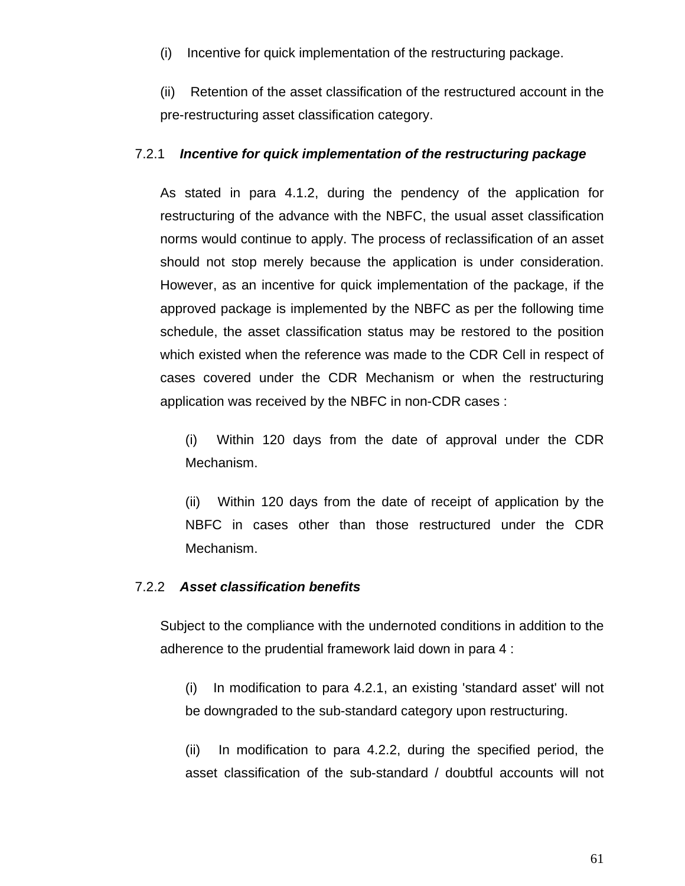(i) Incentive for quick implementation of the restructuring package.

(ii) Retention of the asset classification of the restructured account in the pre-restructuring asset classification category.

7.2.1 ***Incentive for quick implementation of the restructuring package***

As stated in para 4.1.2, during the pendency of the application for restructuring of the advance with the NBFC, the usual asset classification norms would continue to apply. The process of reclassification of an asset should not stop merely because the application is under consideration. However, as an incentive for quick implementation of the package, if the approved package is implemented by the NBFC as per the following time schedule, the asset classification status may be restored to the position which existed when the reference was made to the CDR Cell in respect of cases covered under the CDR Mechanism or when the restructuring application was received by the NBFC in non-CDR cases :

(i) Within 120 days from the date of approval under the CDR Mechanism.

(ii) Within 120 days from the date of receipt of application by the NBFC in cases other than those restructured under the CDR Mechanism.

7.2.2 ***Asset classification benefits***

Subject to the compliance with the undernoted conditions in addition to the adherence to the prudential framework laid down in para 4 :

(i) In modification to para 4.2.1, an existing 'standard asset' will not be downgraded to the sub-standard category upon restructuring.

(ii) In modification to para 4.2.2, during the specified period, the asset classification of the sub-standard / doubtful accounts will not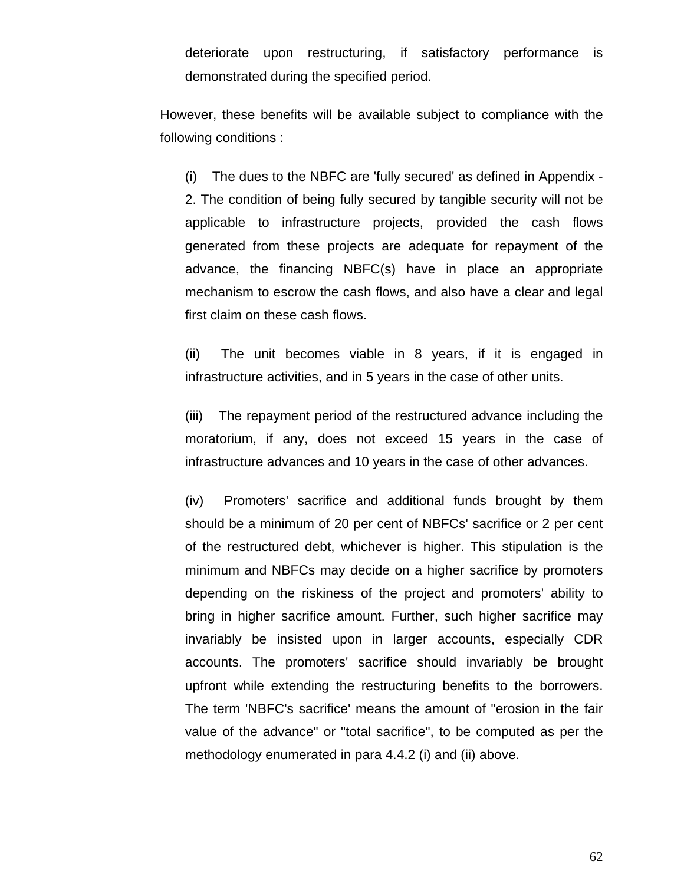deteriorate upon restructuring, if satisfactory performance is demonstrated during the specified period.

However, these benefits will be available subject to compliance with the following conditions :

(i) The dues to the NBFC are 'fully secured' as defined in Appendix - 2. The condition of being fully secured by tangible security will not be applicable to infrastructure projects, provided the cash flows generated from these projects are adequate for repayment of the advance, the financing NBFC(s) have in place an appropriate mechanism to escrow the cash flows, and also have a clear and legal first claim on these cash flows.

(ii) The unit becomes viable in 8 years, if it is engaged in infrastructure activities, and in 5 years in the case of other units.

(iii) The repayment period of the restructured advance including the moratorium, if any, does not exceed 15 years in the case of infrastructure advances and 10 years in the case of other advances.

(iv) Promoters' sacrifice and additional funds brought by them should be a minimum of 20 per cent of NBFCs' sacrifice or 2 per cent of the restructured debt, whichever is higher. This stipulation is the minimum and NBFCs may decide on a higher sacrifice by promoters depending on the riskiness of the project and promoters' ability to bring in higher sacrifice amount. Further, such higher sacrifice may invariably be insisted upon in larger accounts, especially CDR accounts. The promoters' sacrifice should invariably be brought upfront while extending the restructuring benefits to the borrowers. The term 'NBFC's sacrifice' means the amount of "erosion in the fair value of the advance" or "total sacrifice", to be computed as per the methodology enumerated in para 4.4.2 (i) and (ii) above.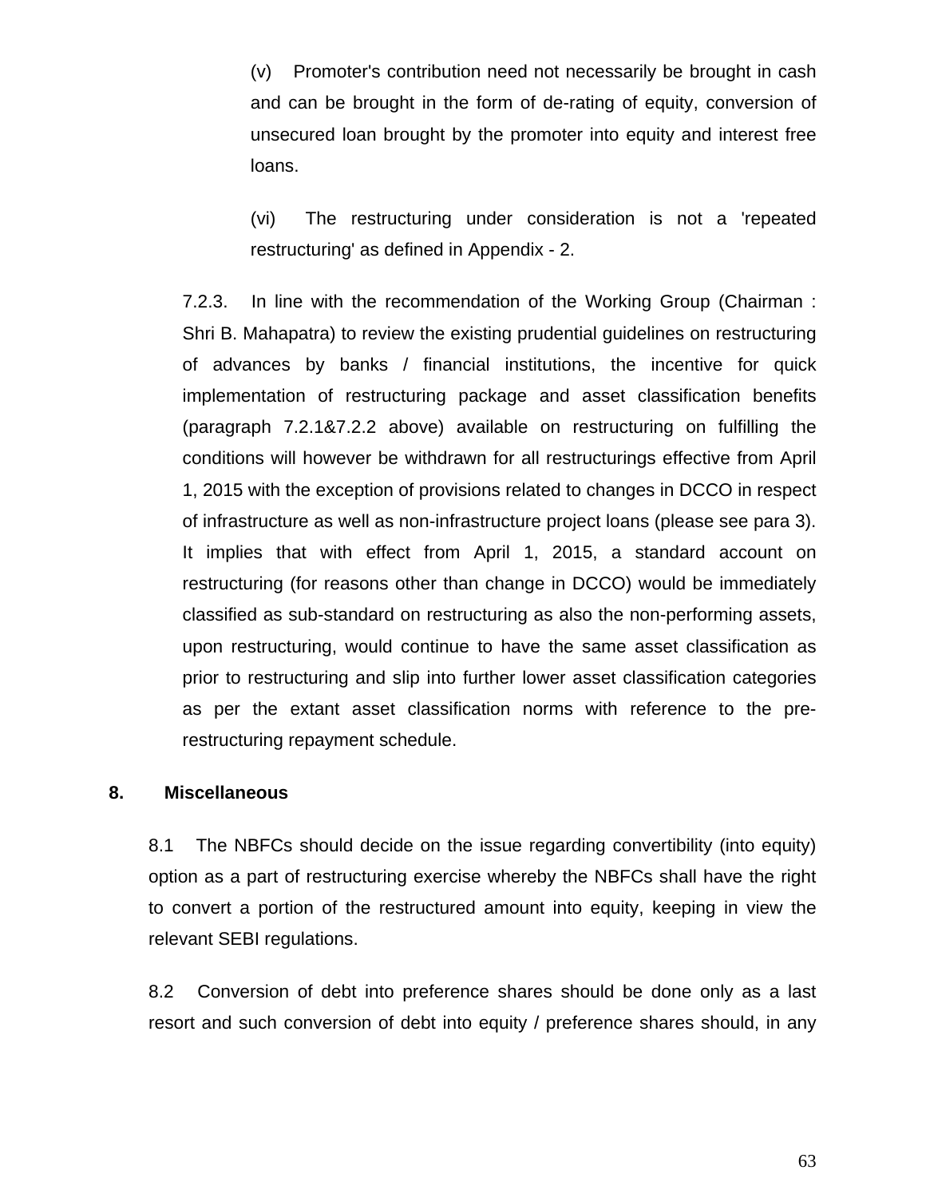(v) Promoter's contribution need not necessarily be brought in cash and can be brought in the form of de-rating of equity, conversion of unsecured loan brought by the promoter into equity and interest free loans.

(vi) The restructuring under consideration is not a 'repeated restructuring' as defined in Appendix - 2.

7.2.3. In line with the recommendation of the Working Group (Chairman : Shri B. Mahapatra) to review the existing prudential guidelines on restructuring of advances by banks / financial institutions, the incentive for quick implementation of restructuring package and asset classification benefits (paragraph 7.2.1&7.2.2 above) available on restructuring on fulfilling the conditions will however be withdrawn for all restructurings effective from April 1, 2015 with the exception of provisions related to changes in DCCO in respect of infrastructure as well as non-infrastructure project loans (please see para 3). It implies that with effect from April 1, 2015, a standard account on restructuring (for reasons other than change in DCCO) would be immediately classified as sub-standard on restructuring as also the non-performing assets, upon restructuring, would continue to have the same asset classification as prior to restructuring and slip into further lower asset classification categories as per the extant asset classification norms with reference to the pre-restructuring repayment schedule.

## 8. Miscellaneous

8.1 The NBFCs should decide on the issue regarding convertibility (into equity) option as a part of restructuring exercise whereby the NBFCs shall have the right to convert a portion of the restructured amount into equity, keeping in view the relevant SEBI regulations.

8.2 Conversion of debt into preference shares should be done only as a last resort and such conversion of debt into equity / preference shares should, in any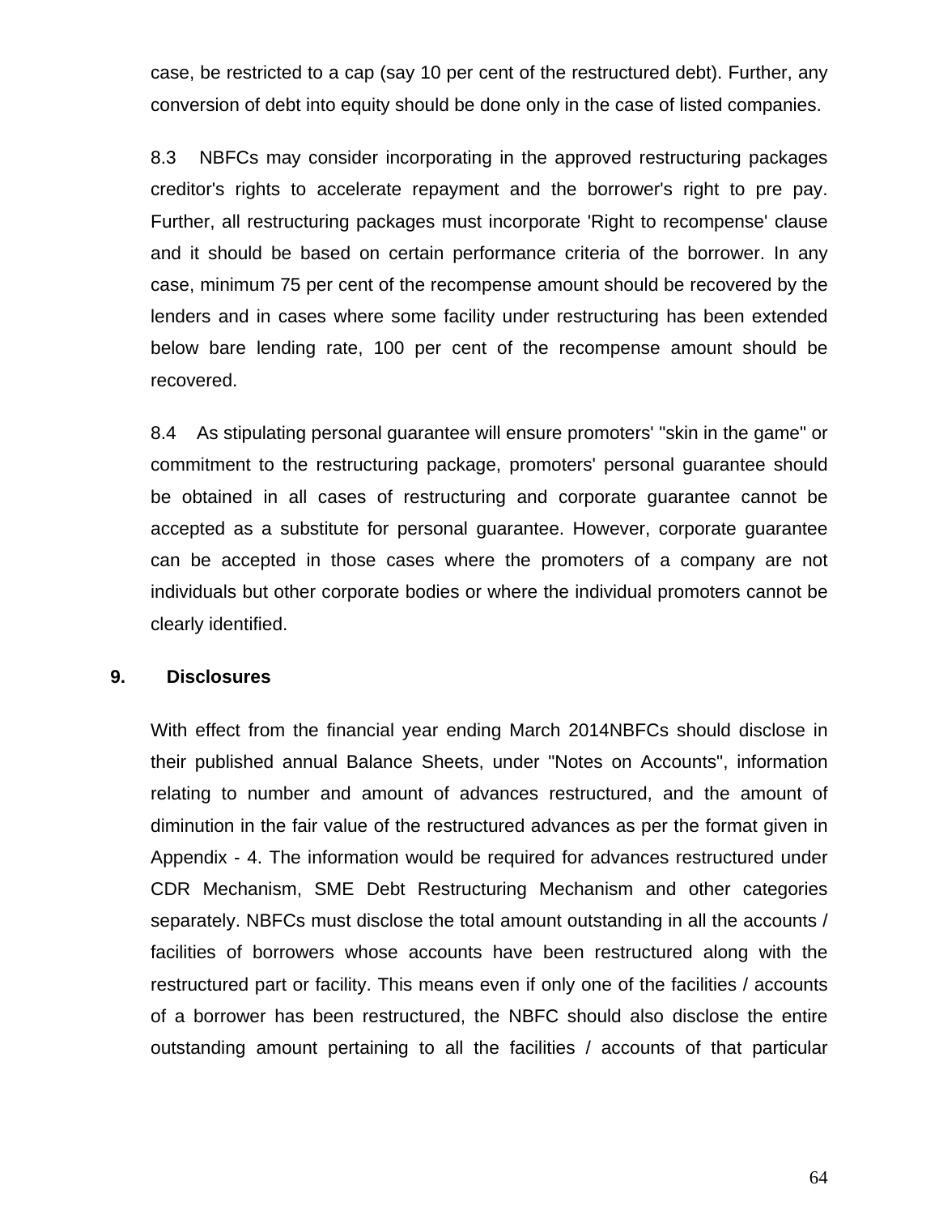case, be restricted to a cap (say 10 per cent of the restructured debt). Further, any conversion of debt into equity should be done only in the case of listed companies.

8.3 NBFCs may consider incorporating in the approved restructuring packages creditor's rights to accelerate repayment and the borrower's right to pre pay. Further, all restructuring packages must incorporate 'Right to recompense' clause and it should be based on certain performance criteria of the borrower. In any case, minimum 75 per cent of the recompense amount should be recovered by the lenders and in cases where some facility under restructuring has been extended below bare lending rate, 100 per cent of the recompense amount should be recovered.

8.4 As stipulating personal guarantee will ensure promoters' "skin in the game" or commitment to the restructuring package, promoters' personal guarantee should be obtained in all cases of restructuring and corporate guarantee cannot be accepted as a substitute for personal guarantee. However, corporate guarantee can be accepted in those cases where the promoters of a company are not individuals but other corporate bodies or where the individual promoters cannot be clearly identified.

## 9. Disclosures

With effect from the financial year ending March 2014NBFCs should disclose in their published annual Balance Sheets, under "Notes on Accounts", information relating to number and amount of advances restructured, and the amount of diminution in the fair value of the restructured advances as per the format given in Appendix - 4. The information would be required for advances restructured under CDR Mechanism, SME Debt Restructuring Mechanism and other categories separately. NBFCs must disclose the total amount outstanding in all the accounts / facilities of borrowers whose accounts have been restructured along with the restructured part or facility. This means even if only one of the facilities / accounts of a borrower has been restructured, the NBFC should also disclose the entire outstanding amount pertaining to all the facilities / accounts of that particular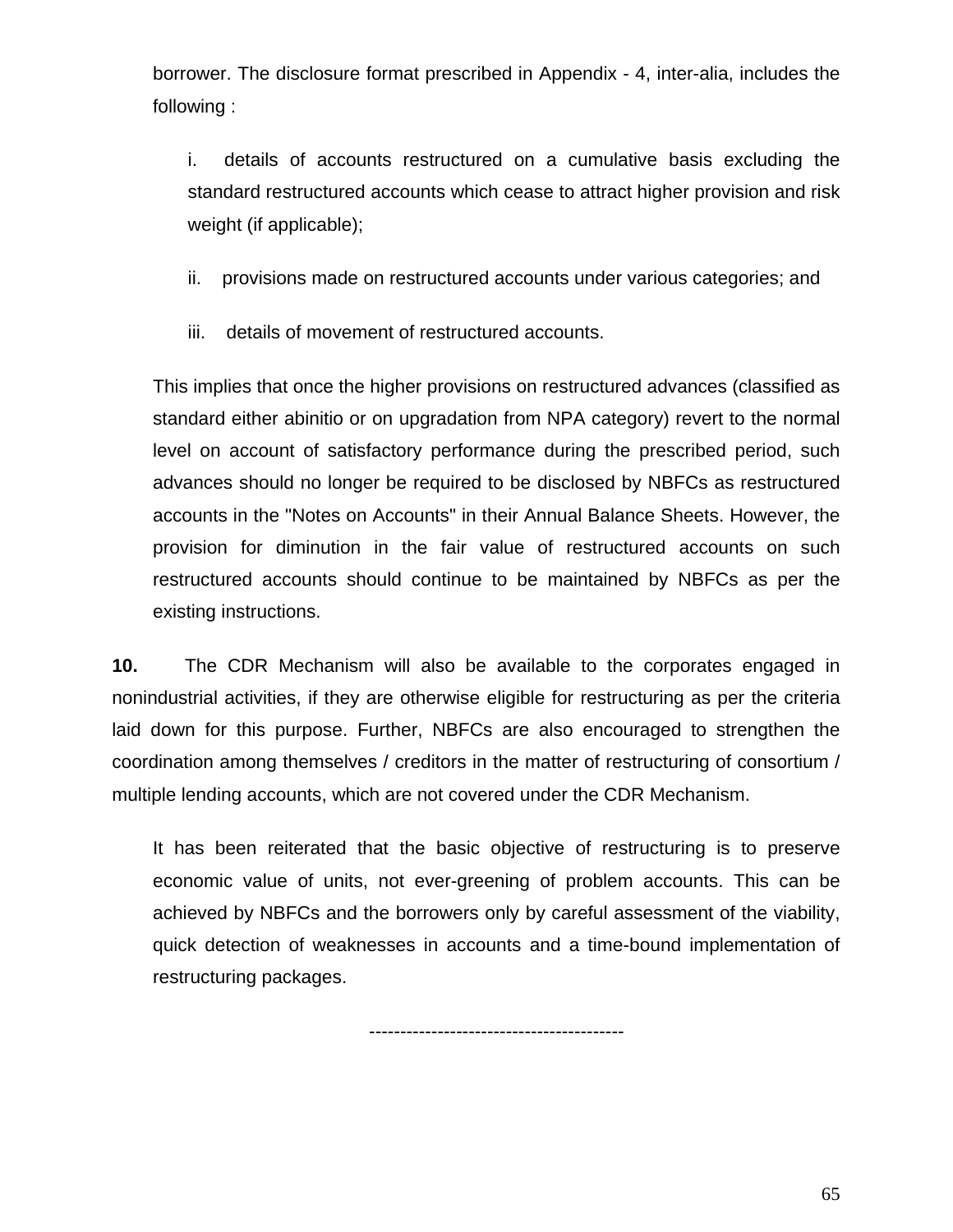borrower. The disclosure format prescribed in Appendix - 4, inter-alia, includes the following :

i. details of accounts restructured on a cumulative basis excluding the standard restructured accounts which cease to attract higher provision and risk weight (if applicable);

ii. provisions made on restructured accounts under various categories; and

iii. details of movement of restructured accounts.

This implies that once the higher provisions on restructured advances (classified as standard either abinitio or on upgradation from NPA category) revert to the normal level on account of satisfactory performance during the prescribed period, such advances should no longer be required to be disclosed by NBFCs as restructured accounts in the "Notes on Accounts" in their Annual Balance Sheets. However, the provision for diminution in the fair value of restructured accounts on such restructured accounts should continue to be maintained by NBFCs as per the existing instructions.

**10.** The CDR Mechanism will also be available to the corporates engaged in nonindustrial activities, if they are otherwise eligible for restructuring as per the criteria laid down for this purpose. Further, NBFCs are also encouraged to strengthen the coordination among themselves / creditors in the matter of restructuring of consortium / multiple lending accounts, which are not covered under the CDR Mechanism.

It has been reiterated that the basic objective of restructuring is to preserve economic value of units, not ever-greening of problem accounts. This can be achieved by NBFCs and the borrowers only by careful assessment of the viability, quick detection of weaknesses in accounts and a time-bound implementation of restructuring packages.

-----------------------------------------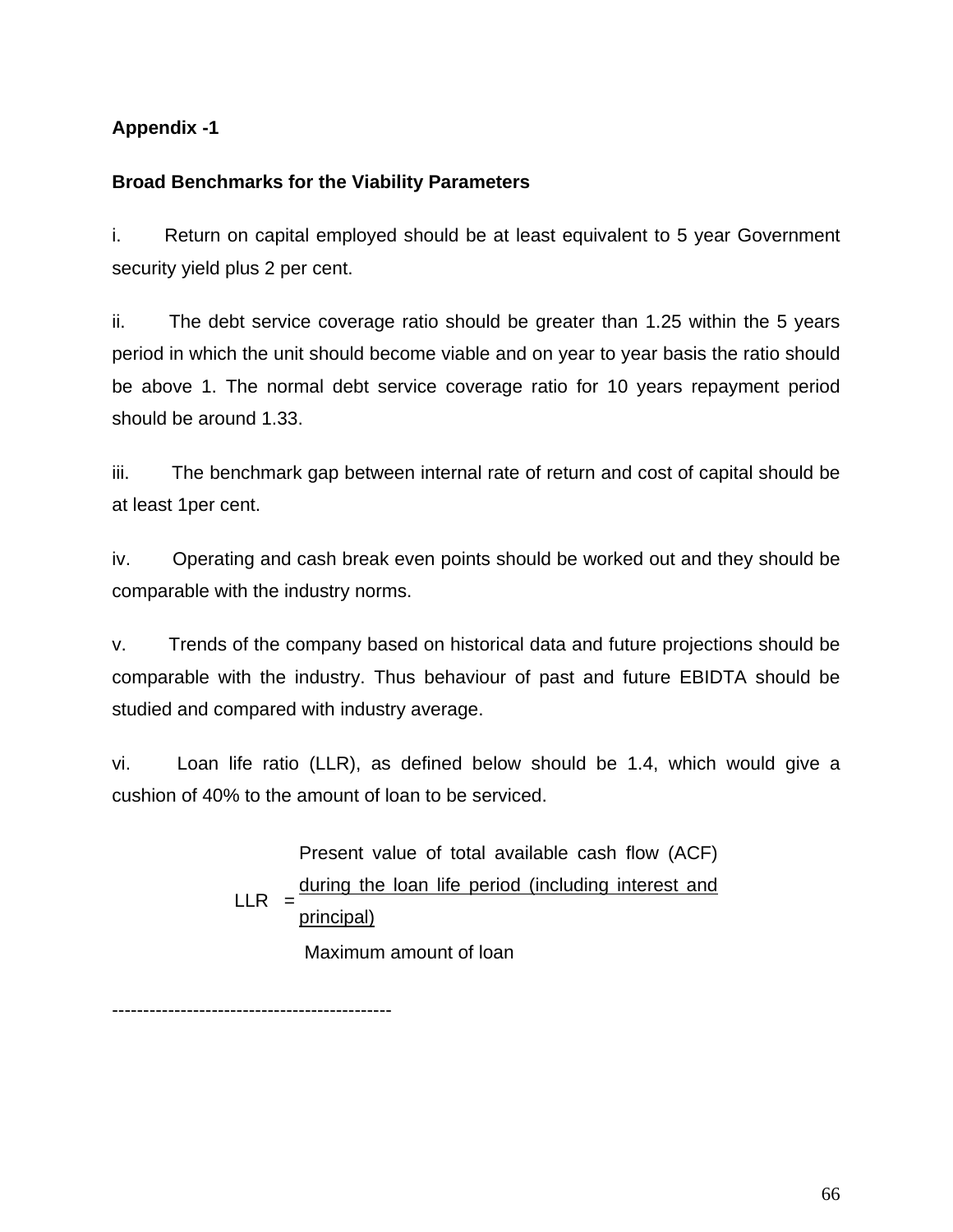**Appendix -1**

**Broad Benchmarks for the Viability Parameters**

i. Return on capital employed should be at least equivalent to 5 year Government security yield plus 2 per cent.

ii. The debt service coverage ratio should be greater than 1.25 within the 5 years period in which the unit should become viable and on year to year basis the ratio should be above 1. The normal debt service coverage ratio for 10 years repayment period should be around 1.33.

iii. The benchmark gap between internal rate of return and cost of capital should be at least 1per cent.

iv. Operating and cash break even points should be worked out and they should be comparable with the industry norms.

v. Trends of the company based on historical data and future projections should be comparable with the industry. Thus behaviour of past and future EBIDTA should be studied and compared with industry average.

vi. Loan life ratio (LLR), as defined below should be 1.4, which would give a cushion of 40% to the amount of loan to be serviced.

$$\text{LLR} = \frac{\text{Present value of total available cash flow (ACF) during the loan life period (including interest and principal)}}{\text{Maximum amount of loan}}$$

---------------------------------------------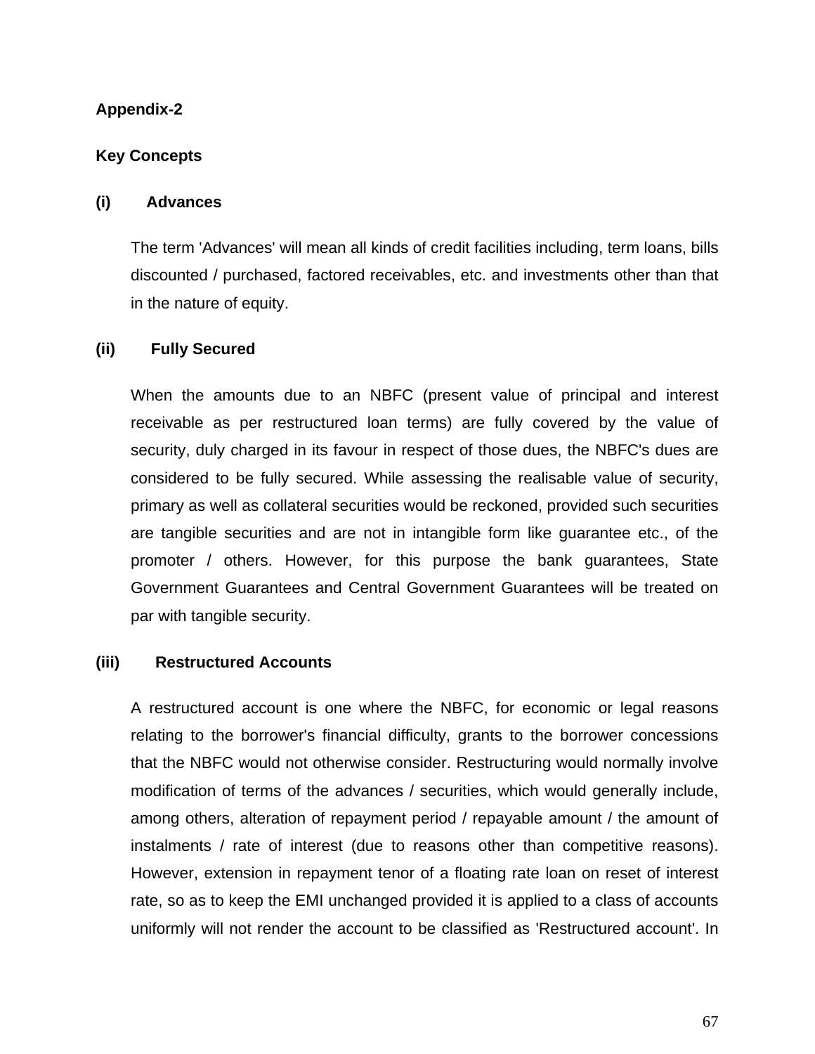**Appendix-2**

**Key Concepts**

**(i) Advances**

The term 'Advances' will mean all kinds of credit facilities including, term loans, bills discounted / purchased, factored receivables, etc. and investments other than that in the nature of equity.

**(ii) Fully Secured**

When the amounts due to an NBFC (present value of principal and interest receivable as per restructured loan terms) are fully covered by the value of security, duly charged in its favour in respect of those dues, the NBFC's dues are considered to be fully secured. While assessing the realisable value of security, primary as well as collateral securities would be reckoned, provided such securities are tangible securities and are not in intangible form like guarantee etc., of the promoter / others. However, for this purpose the bank guarantees, State Government Guarantees and Central Government Guarantees will be treated on par with tangible security.

**(iii) Restructured Accounts**

A restructured account is one where the NBFC, for economic or legal reasons relating to the borrower's financial difficulty, grants to the borrower concessions that the NBFC would not otherwise consider. Restructuring would normally involve modification of terms of the advances / securities, which would generally include, among others, alteration of repayment period / repayable amount / the amount of instalments / rate of interest (due to reasons other than competitive reasons). However, extension in repayment tenor of a floating rate loan on reset of interest rate, so as to keep the EMI unchanged provided it is applied to a class of accounts uniformly will not render the account to be classified as 'Restructured account'. In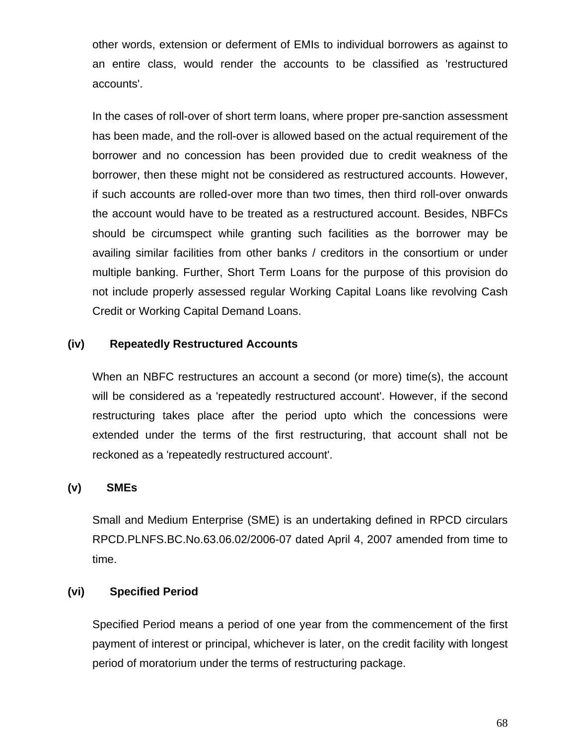other words, extension or deferment of EMIs to individual borrowers as against to an entire class, would render the accounts to be classified as 'restructured accounts'.

In the cases of roll-over of short term loans, where proper pre-sanction assessment has been made, and the roll-over is allowed based on the actual requirement of the borrower and no concession has been provided due to credit weakness of the borrower, then these might not be considered as restructured accounts. However, if such accounts are rolled-over more than two times, then third roll-over onwards the account would have to be treated as a restructured account. Besides, NBFCs should be circumspect while granting such facilities as the borrower may be availing similar facilities from other banks / creditors in the consortium or under multiple banking. Further, Short Term Loans for the purpose of this provision do not include properly assessed regular Working Capital Loans like revolving Cash Credit or Working Capital Demand Loans.

**(iv) Repeatedly Restructured Accounts**

When an NBFC restructures an account a second (or more) time(s), the account will be considered as a 'repeatedly restructured account'. However, if the second restructuring takes place after the period upto which the concessions were extended under the terms of the first restructuring, that account shall not be reckoned as a 'repeatedly restructured account'.

**(v) SMEs**

Small and Medium Enterprise (SME) is an undertaking defined in RPCD circulars RPCD.PLNFS.BC.No.63.06.02/2006-07 dated April 4, 2007 amended from time to time.

**(vi) Specified Period**

Specified Period means a period of one year from the commencement of the first payment of interest or principal, whichever is later, on the credit facility with longest period of moratorium under the terms of restructuring package.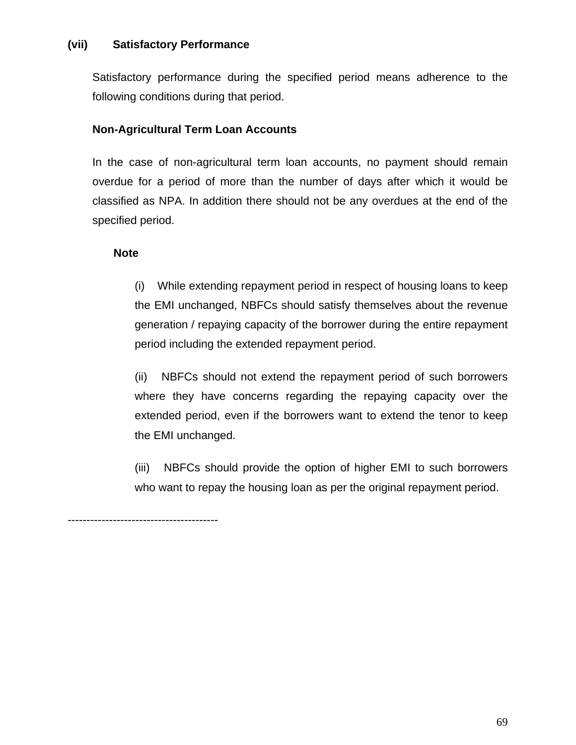**(vii) Satisfactory Performance**

Satisfactory performance during the specified period means adherence to the following conditions during that period.

**Non-Agricultural Term Loan Accounts**

In the case of non-agricultural term loan accounts, no payment should remain overdue for a period of more than the number of days after which it would be classified as NPA. In addition there should not be any overdues at the end of the specified period.

**Note**

(i) While extending repayment period in respect of housing loans to keep the EMI unchanged, NBFCs should satisfy themselves about the revenue generation / repaying capacity of the borrower during the entire repayment period including the extended repayment period.

(ii) NBFCs should not extend the repayment period of such borrowers where they have concerns regarding the repaying capacity over the extended period, even if the borrowers want to extend the tenor to keep the EMI unchanged.

(iii) NBFCs should provide the option of higher EMI to such borrowers who want to repay the housing loan as per the original repayment period.

---------------------------------------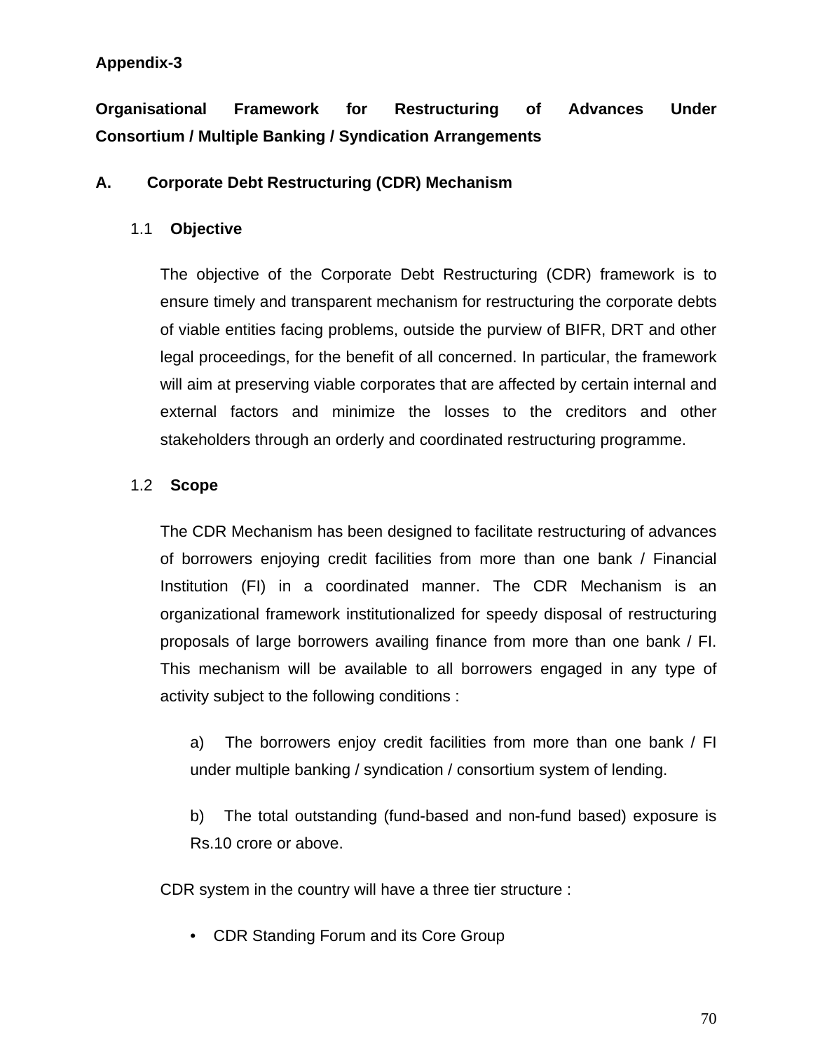**Appendix-3**

## Organisational Framework for Restructuring of Advances Under Consortium / Multiple Banking / Syndication Arrangements

### A. Corporate Debt Restructuring (CDR) Mechanism

#### 1.1 Objective

The objective of the Corporate Debt Restructuring (CDR) framework is to ensure timely and transparent mechanism for restructuring the corporate debts of viable entities facing problems, outside the purview of BIFR, DRT and other legal proceedings, for the benefit of all concerned. In particular, the framework will aim at preserving viable corporates that are affected by certain internal and external factors and minimize the losses to the creditors and other stakeholders through an orderly and coordinated restructuring programme.

#### 1.2 Scope

The CDR Mechanism has been designed to facilitate restructuring of advances of borrowers enjoying credit facilities from more than one bank / Financial Institution (FI) in a coordinated manner. The CDR Mechanism is an organizational framework institutionalized for speedy disposal of restructuring proposals of large borrowers availing finance from more than one bank / FI. This mechanism will be available to all borrowers engaged in any type of activity subject to the following conditions :

a) The borrowers enjoy credit facilities from more than one bank / FI under multiple banking / syndication / consortium system of lending.

b) The total outstanding (fund-based and non-fund based) exposure is Rs.10 crore or above.

CDR system in the country will have a three tier structure :

- CDR Standing Forum and its Core Group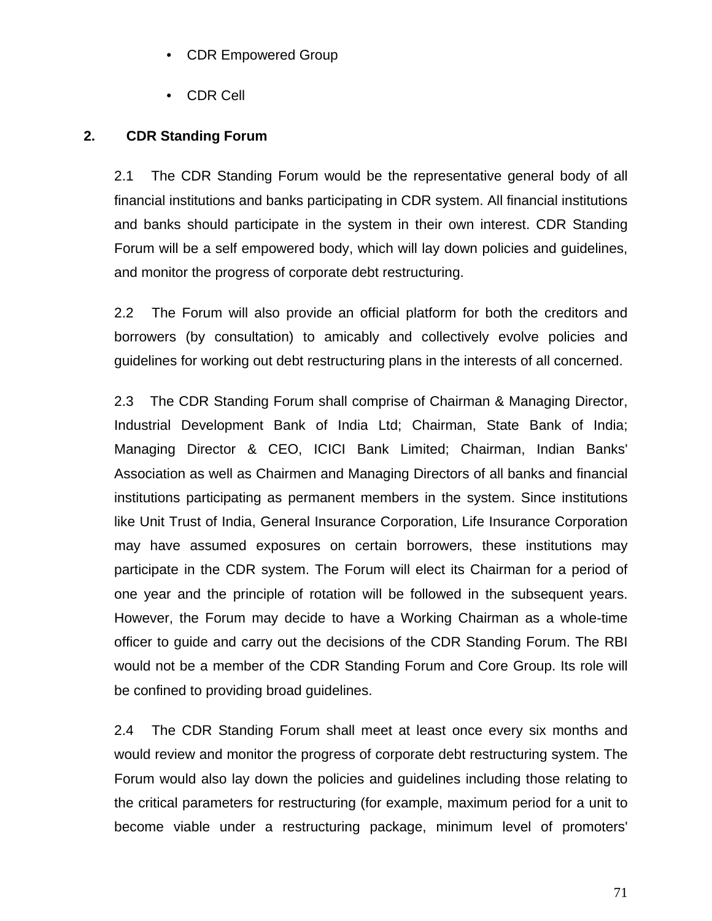- CDR Empowered Group
- CDR Cell

**2. CDR Standing Forum**

2.1 The CDR Standing Forum would be the representative general body of all financial institutions and banks participating in CDR system. All financial institutions and banks should participate in the system in their own interest. CDR Standing Forum will be a self empowered body, which will lay down policies and guidelines, and monitor the progress of corporate debt restructuring.

2.2 The Forum will also provide an official platform for both the creditors and borrowers (by consultation) to amicably and collectively evolve policies and guidelines for working out debt restructuring plans in the interests of all concerned.

2.3 The CDR Standing Forum shall comprise of Chairman & Managing Director, Industrial Development Bank of India Ltd; Chairman, State Bank of India; Managing Director & CEO, ICICI Bank Limited; Chairman, Indian Banks' Association as well as Chairmen and Managing Directors of all banks and financial institutions participating as permanent members in the system. Since institutions like Unit Trust of India, General Insurance Corporation, Life Insurance Corporation may have assumed exposures on certain borrowers, these institutions may participate in the CDR system. The Forum will elect its Chairman for a period of one year and the principle of rotation will be followed in the subsequent years. However, the Forum may decide to have a Working Chairman as a whole-time officer to guide and carry out the decisions of the CDR Standing Forum. The RBI would not be a member of the CDR Standing Forum and Core Group. Its role will be confined to providing broad guidelines.

2.4 The CDR Standing Forum shall meet at least once every six months and would review and monitor the progress of corporate debt restructuring system. The Forum would also lay down the policies and guidelines including those relating to the critical parameters for restructuring (for example, maximum period for a unit to become viable under a restructuring package, minimum level of promoters'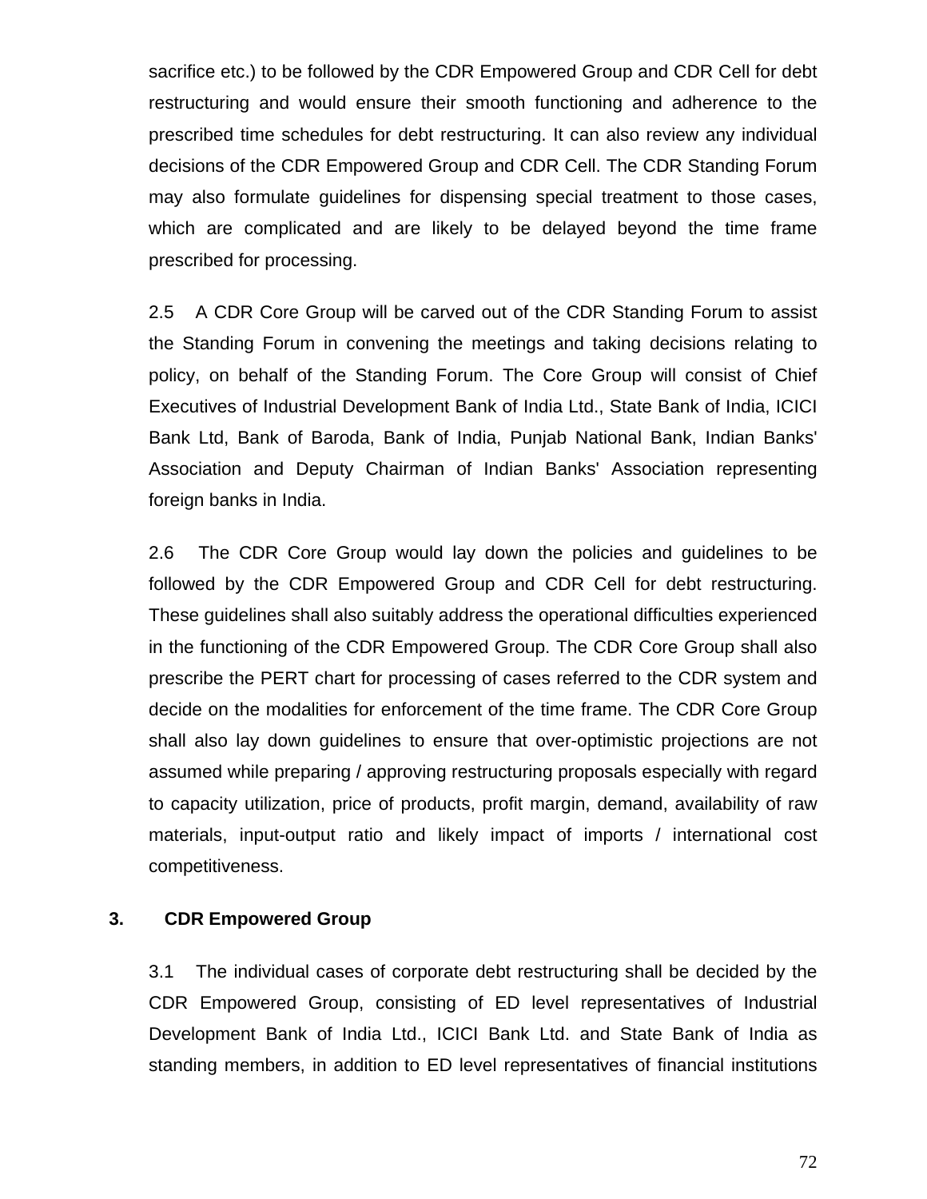sacrifice etc.) to be followed by the CDR Empowered Group and CDR Cell for debt restructuring and would ensure their smooth functioning and adherence to the prescribed time schedules for debt restructuring. It can also review any individual decisions of the CDR Empowered Group and CDR Cell. The CDR Standing Forum may also formulate guidelines for dispensing special treatment to those cases, which are complicated and are likely to be delayed beyond the time frame prescribed for processing.

2.5 A CDR Core Group will be carved out of the CDR Standing Forum to assist the Standing Forum in convening the meetings and taking decisions relating to policy, on behalf of the Standing Forum. The Core Group will consist of Chief Executives of Industrial Development Bank of India Ltd., State Bank of India, ICICI Bank Ltd, Bank of Baroda, Bank of India, Punjab National Bank, Indian Banks' Association and Deputy Chairman of Indian Banks' Association representing foreign banks in India.

2.6 The CDR Core Group would lay down the policies and guidelines to be followed by the CDR Empowered Group and CDR Cell for debt restructuring. These guidelines shall also suitably address the operational difficulties experienced in the functioning of the CDR Empowered Group. The CDR Core Group shall also prescribe the PERT chart for processing of cases referred to the CDR system and decide on the modalities for enforcement of the time frame. The CDR Core Group shall also lay down guidelines to ensure that over-optimistic projections are not assumed while preparing / approving restructuring proposals especially with regard to capacity utilization, price of products, profit margin, demand, availability of raw materials, input-output ratio and likely impact of imports / international cost competitiveness.

**3. CDR Empowered Group**

3.1 The individual cases of corporate debt restructuring shall be decided by the CDR Empowered Group, consisting of ED level representatives of Industrial Development Bank of India Ltd., ICICI Bank Ltd. and State Bank of India as standing members, in addition to ED level representatives of financial institutions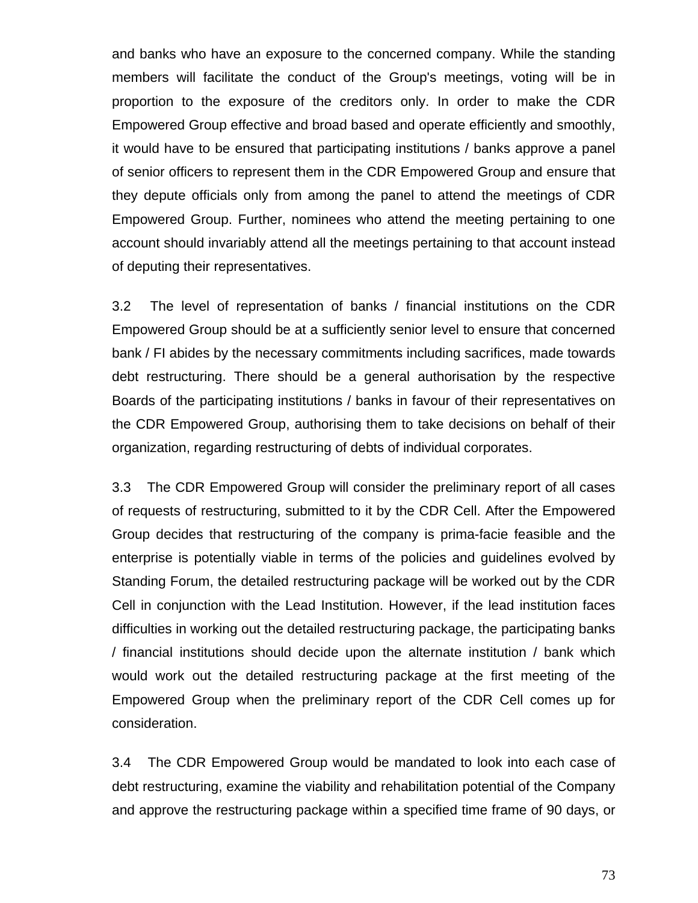and banks who have an exposure to the concerned company. While the standing members will facilitate the conduct of the Group's meetings, voting will be in proportion to the exposure of the creditors only. In order to make the CDR Empowered Group effective and broad based and operate efficiently and smoothly, it would have to be ensured that participating institutions / banks approve a panel of senior officers to represent them in the CDR Empowered Group and ensure that they depute officials only from among the panel to attend the meetings of CDR Empowered Group. Further, nominees who attend the meeting pertaining to one account should invariably attend all the meetings pertaining to that account instead of deputing their representatives.

3.2 The level of representation of banks / financial institutions on the CDR Empowered Group should be at a sufficiently senior level to ensure that concerned bank / FI abides by the necessary commitments including sacrifices, made towards debt restructuring. There should be a general authorisation by the respective Boards of the participating institutions / banks in favour of their representatives on the CDR Empowered Group, authorising them to take decisions on behalf of their organization, regarding restructuring of debts of individual corporates.

3.3 The CDR Empowered Group will consider the preliminary report of all cases of requests of restructuring, submitted to it by the CDR Cell. After the Empowered Group decides that restructuring of the company is prima-facie feasible and the enterprise is potentially viable in terms of the policies and guidelines evolved by Standing Forum, the detailed restructuring package will be worked out by the CDR Cell in conjunction with the Lead Institution. However, if the lead institution faces difficulties in working out the detailed restructuring package, the participating banks / financial institutions should decide upon the alternate institution / bank which would work out the detailed restructuring package at the first meeting of the Empowered Group when the preliminary report of the CDR Cell comes up for consideration.

3.4 The CDR Empowered Group would be mandated to look into each case of debt restructuring, examine the viability and rehabilitation potential of the Company and approve the restructuring package within a specified time frame of 90 days, or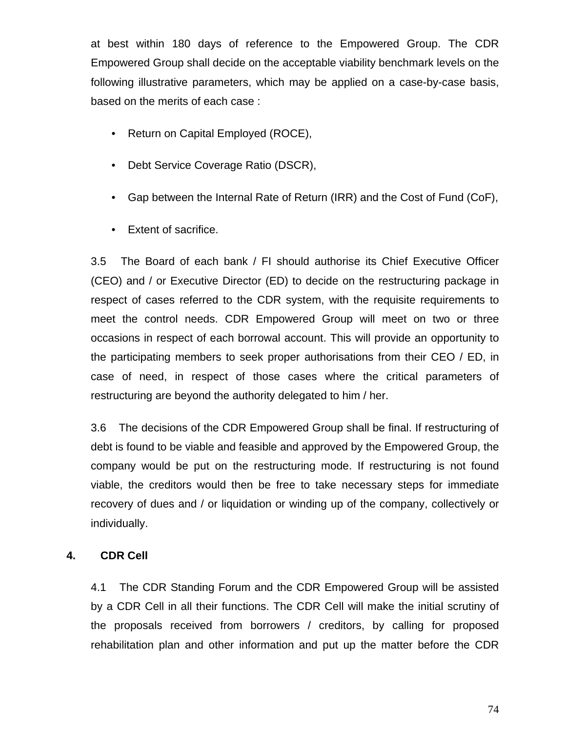at best within 180 days of reference to the Empowered Group. The CDR Empowered Group shall decide on the acceptable viability benchmark levels on the following illustrative parameters, which may be applied on a case-by-case basis, based on the merits of each case :

- Return on Capital Employed (ROCE),
- Debt Service Coverage Ratio (DSCR),
- Gap between the Internal Rate of Return (IRR) and the Cost of Fund (CoF),
- Extent of sacrifice.

3.5 The Board of each bank / FI should authorise its Chief Executive Officer (CEO) and / or Executive Director (ED) to decide on the restructuring package in respect of cases referred to the CDR system, with the requisite requirements to meet the control needs. CDR Empowered Group will meet on two or three occasions in respect of each borrowal account. This will provide an opportunity to the participating members to seek proper authorisations from their CEO / ED, in case of need, in respect of those cases where the critical parameters of restructuring are beyond the authority delegated to him / her.

3.6 The decisions of the CDR Empowered Group shall be final. If restructuring of debt is found to be viable and feasible and approved by the Empowered Group, the company would be put on the restructuring mode. If restructuring is not found viable, the creditors would then be free to take necessary steps for immediate recovery of dues and / or liquidation or winding up of the company, collectively or individually.

## 4. CDR Cell

4.1 The CDR Standing Forum and the CDR Empowered Group will be assisted by a CDR Cell in all their functions. The CDR Cell will make the initial scrutiny of the proposals received from borrowers / creditors, by calling for proposed rehabilitation plan and other information and put up the matter before the CDR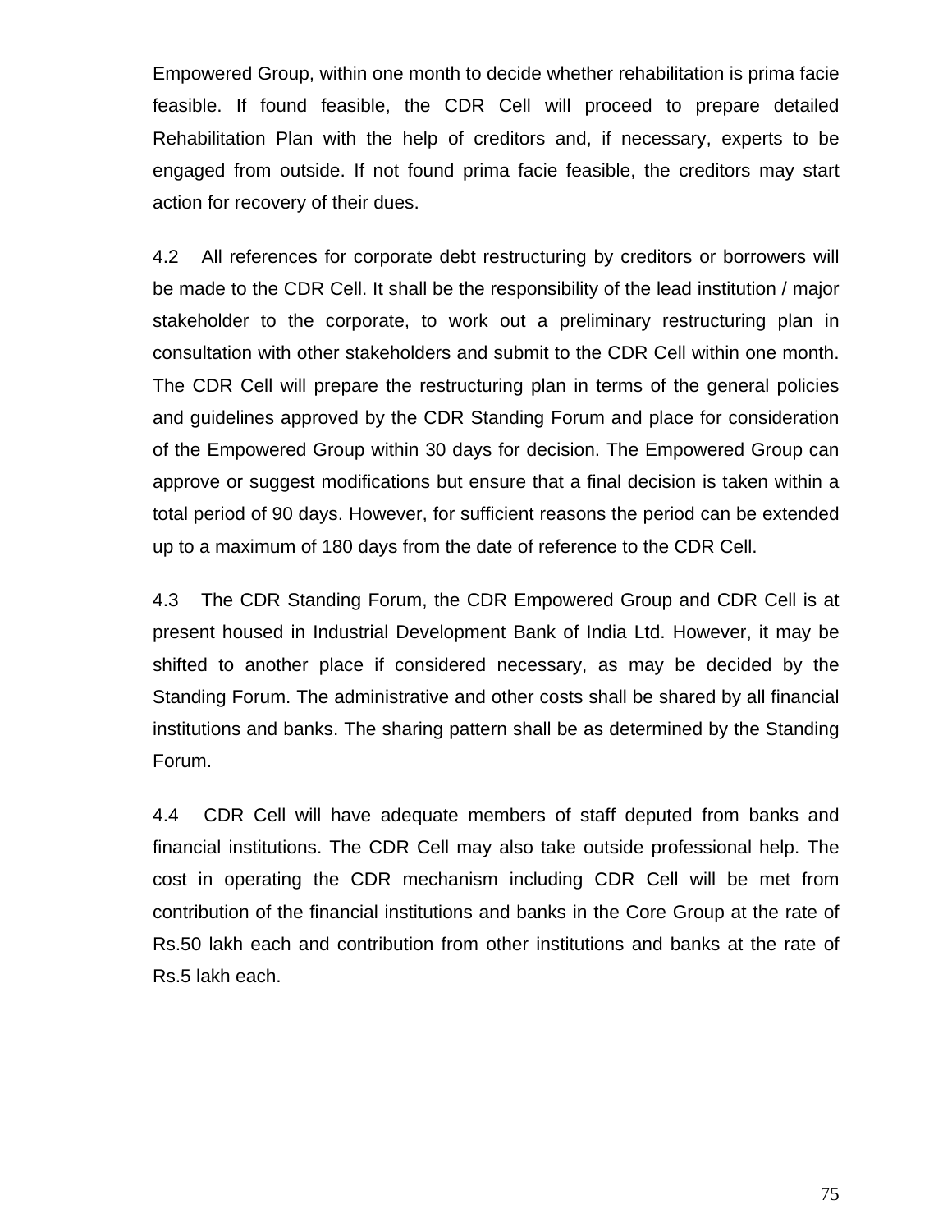Empowered Group, within one month to decide whether rehabilitation is prima facie feasible. If found feasible, the CDR Cell will proceed to prepare detailed Rehabilitation Plan with the help of creditors and, if necessary, experts to be engaged from outside. If not found prima facie feasible, the creditors may start action for recovery of their dues.

4.2 All references for corporate debt restructuring by creditors or borrowers will be made to the CDR Cell. It shall be the responsibility of the lead institution / major stakeholder to the corporate, to work out a preliminary restructuring plan in consultation with other stakeholders and submit to the CDR Cell within one month. The CDR Cell will prepare the restructuring plan in terms of the general policies and guidelines approved by the CDR Standing Forum and place for consideration of the Empowered Group within 30 days for decision. The Empowered Group can approve or suggest modifications but ensure that a final decision is taken within a total period of 90 days. However, for sufficient reasons the period can be extended up to a maximum of 180 days from the date of reference to the CDR Cell.

4.3 The CDR Standing Forum, the CDR Empowered Group and CDR Cell is at present housed in Industrial Development Bank of India Ltd. However, it may be shifted to another place if considered necessary, as may be decided by the Standing Forum. The administrative and other costs shall be shared by all financial institutions and banks. The sharing pattern shall be as determined by the Standing Forum.

4.4 CDR Cell will have adequate members of staff deputed from banks and financial institutions. The CDR Cell may also take outside professional help. The cost in operating the CDR mechanism including CDR Cell will be met from contribution of the financial institutions and banks in the Core Group at the rate of Rs.50 lakh each and contribution from other institutions and banks at the rate of Rs.5 lakh each.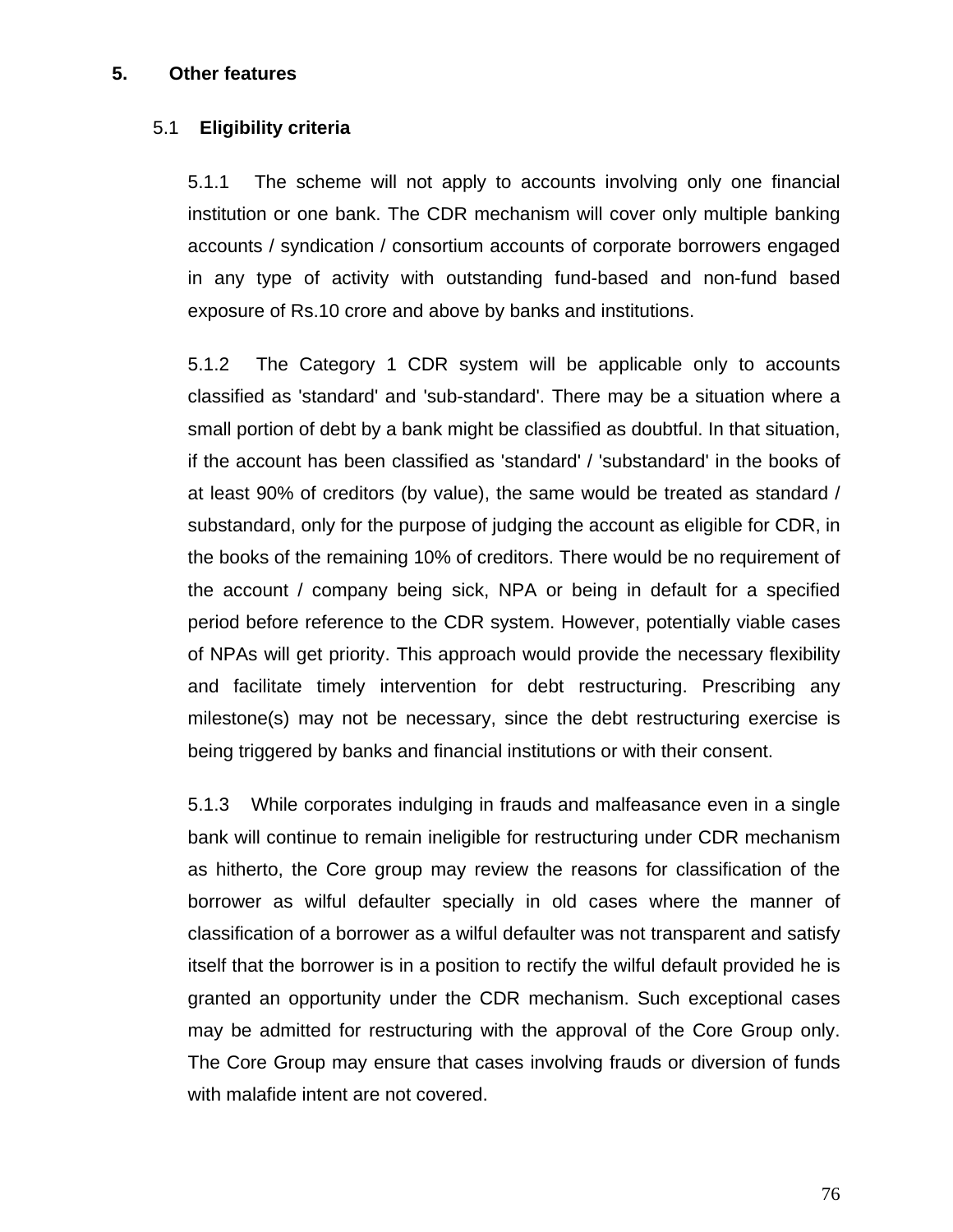## 5. Other features

### 5.1 Eligibility criteria

5.1.1 The scheme will not apply to accounts involving only one financial institution or one bank. The CDR mechanism will cover only multiple banking accounts / syndication / consortium accounts of corporate borrowers engaged in any type of activity with outstanding fund-based and non-fund based exposure of Rs.10 crore and above by banks and institutions.

5.1.2 The Category 1 CDR system will be applicable only to accounts classified as 'standard' and 'sub-standard'. There may be a situation where a small portion of debt by a bank might be classified as doubtful. In that situation, if the account has been classified as 'standard' / 'substandard' in the books of at least 90% of creditors (by value), the same would be treated as standard / substandard, only for the purpose of judging the account as eligible for CDR, in the books of the remaining 10% of creditors. There would be no requirement of the account / company being sick, NPA or being in default for a specified period before reference to the CDR system. However, potentially viable cases of NPAs will get priority. This approach would provide the necessary flexibility and facilitate timely intervention for debt restructuring. Prescribing any milestone(s) may not be necessary, since the debt restructuring exercise is being triggered by banks and financial institutions or with their consent.

5.1.3 While corporates indulging in frauds and malfeasance even in a single bank will continue to remain ineligible for restructuring under CDR mechanism as hitherto, the Core group may review the reasons for classification of the borrower as wilful defaulter specially in old cases where the manner of classification of a borrower as a wilful defaulter was not transparent and satisfy itself that the borrower is in a position to rectify the wilful default provided he is granted an opportunity under the CDR mechanism. Such exceptional cases may be admitted for restructuring with the approval of the Core Group only. The Core Group may ensure that cases involving frauds or diversion of funds with malafide intent are not covered.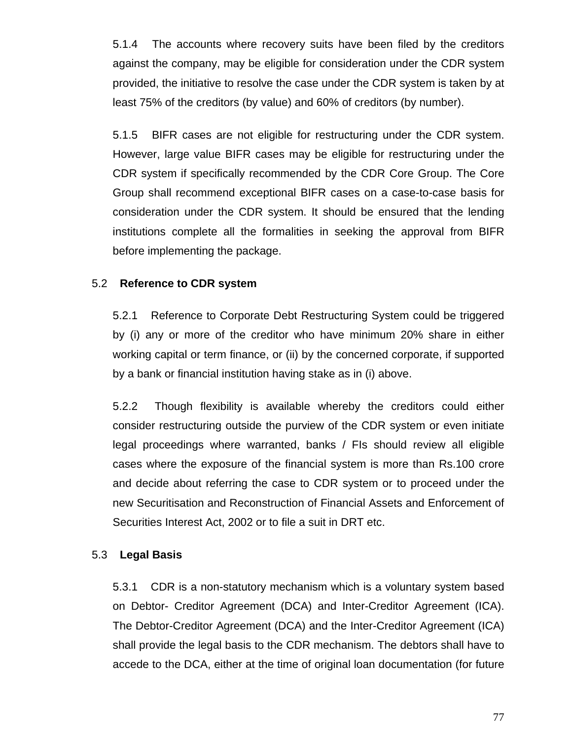5.1.4 The accounts where recovery suits have been filed by the creditors against the company, may be eligible for consideration under the CDR system provided, the initiative to resolve the case under the CDR system is taken by at least 75% of the creditors (by value) and 60% of creditors (by number).

5.1.5 BIFR cases are not eligible for restructuring under the CDR system. However, large value BIFR cases may be eligible for restructuring under the CDR system if specifically recommended by the CDR Core Group. The Core Group shall recommend exceptional BIFR cases on a case-to-case basis for consideration under the CDR system. It should be ensured that the lending institutions complete all the formalities in seeking the approval from BIFR before implementing the package.

5.2 **Reference to CDR system**

5.2.1 Reference to Corporate Debt Restructuring System could be triggered by (i) any or more of the creditor who have minimum 20% share in either working capital or term finance, or (ii) by the concerned corporate, if supported by a bank or financial institution having stake as in (i) above.

5.2.2 Though flexibility is available whereby the creditors could either consider restructuring outside the purview of the CDR system or even initiate legal proceedings where warranted, banks / FIs should review all eligible cases where the exposure of the financial system is more than Rs.100 crore and decide about referring the case to CDR system or to proceed under the new Securitisation and Reconstruction of Financial Assets and Enforcement of Securities Interest Act, 2002 or to file a suit in DRT etc.

5.3 **Legal Basis**

5.3.1 CDR is a non-statutory mechanism which is a voluntary system based on Debtor- Creditor Agreement (DCA) and Inter-Creditor Agreement (ICA). The Debtor-Creditor Agreement (DCA) and the Inter-Creditor Agreement (ICA) shall provide the legal basis to the CDR mechanism. The debtors shall have to accede to the DCA, either at the time of original loan documentation (for future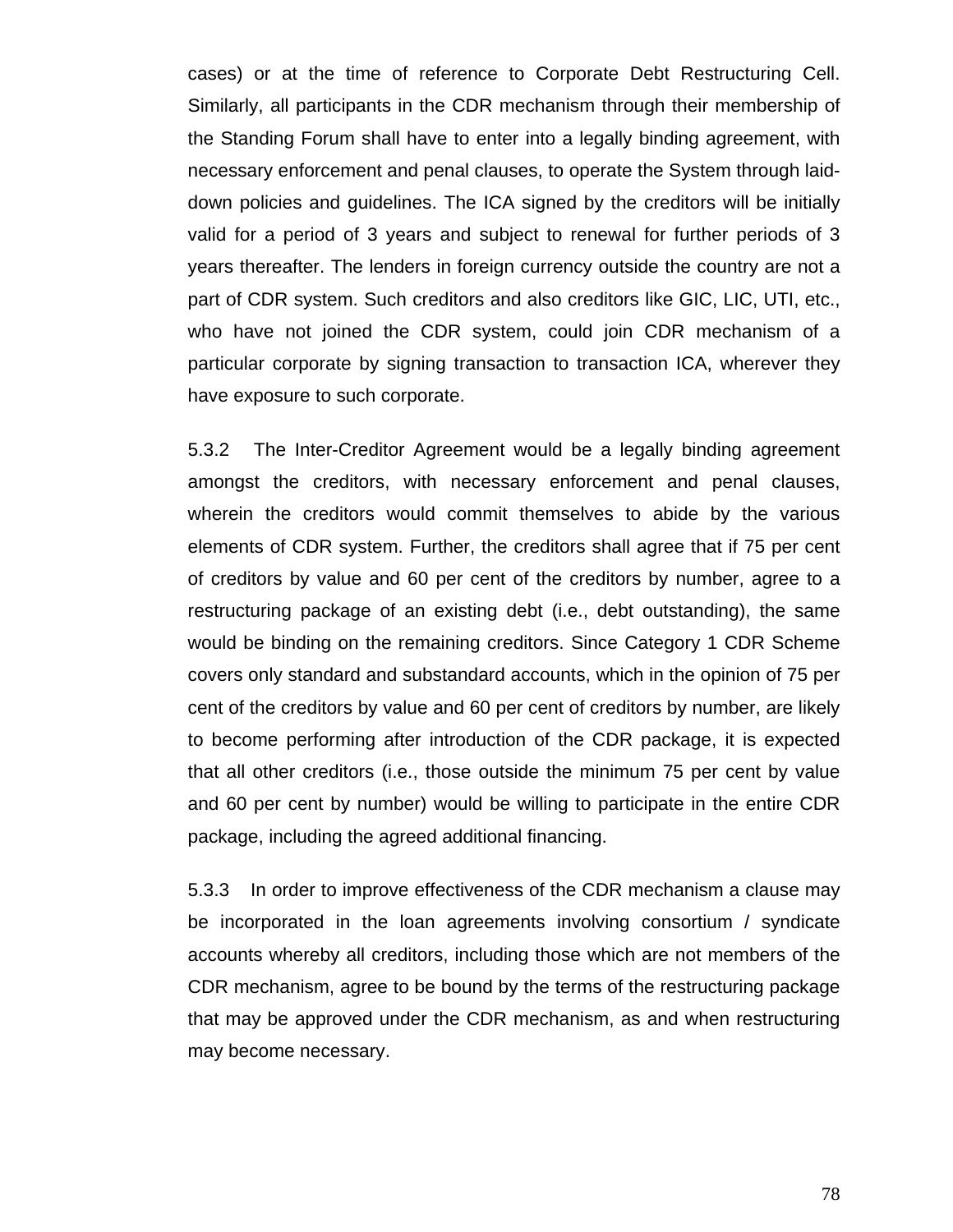cases) or at the time of reference to Corporate Debt Restructuring Cell. Similarly, all participants in the CDR mechanism through their membership of the Standing Forum shall have to enter into a legally binding agreement, with necessary enforcement and penal clauses, to operate the System through laid-down policies and guidelines. The ICA signed by the creditors will be initially valid for a period of 3 years and subject to renewal for further periods of 3 years thereafter. The lenders in foreign currency outside the country are not a part of CDR system. Such creditors and also creditors like GIC, LIC, UTI, etc., who have not joined the CDR system, could join CDR mechanism of a particular corporate by signing transaction to transaction ICA, wherever they have exposure to such corporate.

5.3.2 The Inter-Creditor Agreement would be a legally binding agreement amongst the creditors, with necessary enforcement and penal clauses, wherein the creditors would commit themselves to abide by the various elements of CDR system. Further, the creditors shall agree that if 75 per cent of creditors by value and 60 per cent of the creditors by number, agree to a restructuring package of an existing debt (i.e., debt outstanding), the same would be binding on the remaining creditors. Since Category 1 CDR Scheme covers only standard and substandard accounts, which in the opinion of 75 per cent of the creditors by value and 60 per cent of creditors by number, are likely to become performing after introduction of the CDR package, it is expected that all other creditors (i.e., those outside the minimum 75 per cent by value and 60 per cent by number) would be willing to participate in the entire CDR package, including the agreed additional financing.

5.3.3 In order to improve effectiveness of the CDR mechanism a clause may be incorporated in the loan agreements involving consortium / syndicate accounts whereby all creditors, including those which are not members of the CDR mechanism, agree to be bound by the terms of the restructuring package that may be approved under the CDR mechanism, as and when restructuring may become necessary.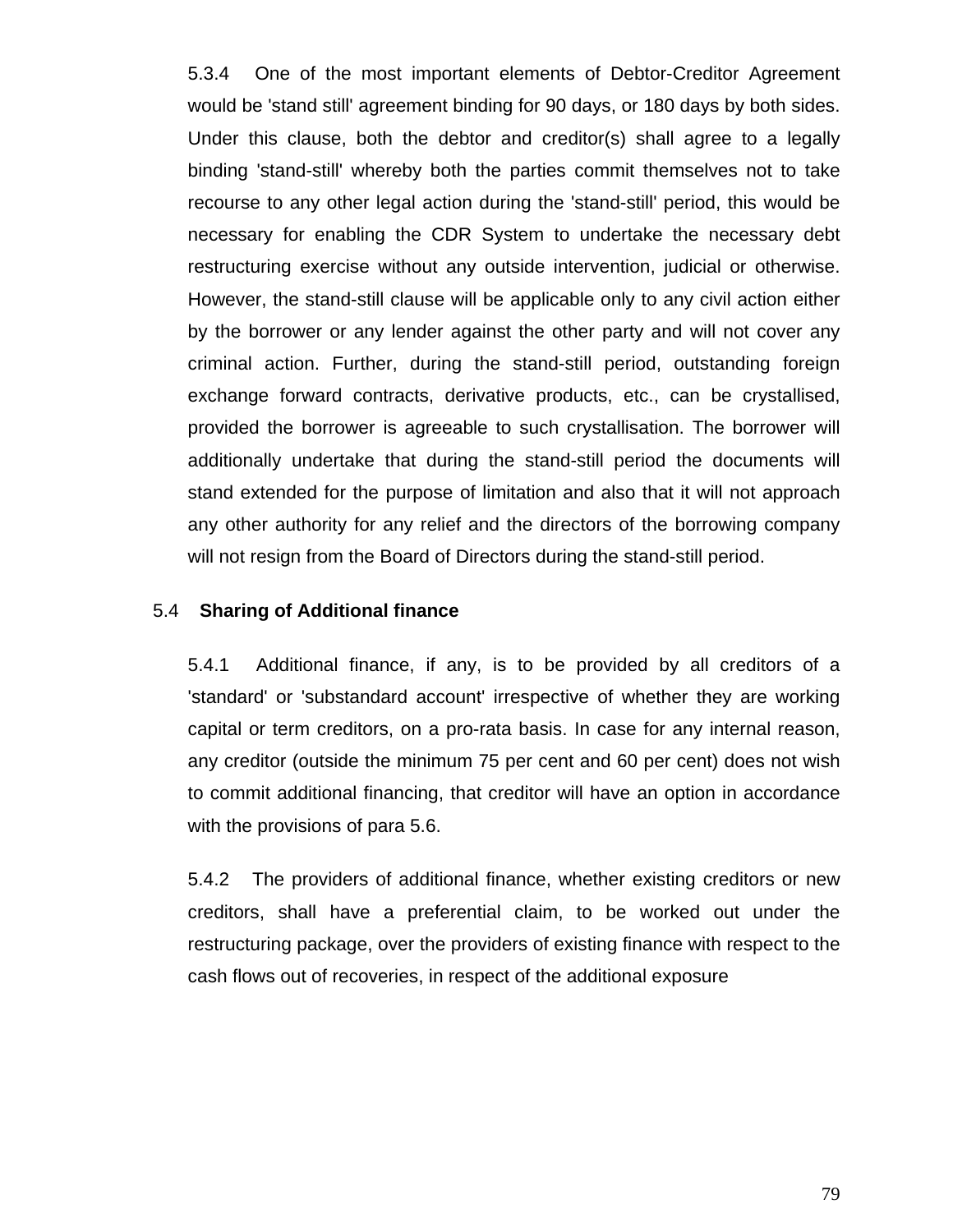5.3.4 One of the most important elements of Debtor-Creditor Agreement would be 'stand still' agreement binding for 90 days, or 180 days by both sides. Under this clause, both the debtor and creditor(s) shall agree to a legally binding 'stand-still' whereby both the parties commit themselves not to take recourse to any other legal action during the 'stand-still' period, this would be necessary for enabling the CDR System to undertake the necessary debt restructuring exercise without any outside intervention, judicial or otherwise. However, the stand-still clause will be applicable only to any civil action either by the borrower or any lender against the other party and will not cover any criminal action. Further, during the stand-still period, outstanding foreign exchange forward contracts, derivative products, etc., can be crystallised, provided the borrower is agreeable to such crystallisation. The borrower will additionally undertake that during the stand-still period the documents will stand extended for the purpose of limitation and also that it will not approach any other authority for any relief and the directors of the borrowing company will not resign from the Board of Directors during the stand-still period.

5.4 **Sharing of Additional finance**

5.4.1 Additional finance, if any, is to be provided by all creditors of a 'standard' or 'substandard account' irrespective of whether they are working capital or term creditors, on a pro-rata basis. In case for any internal reason, any creditor (outside the minimum 75 per cent and 60 per cent) does not wish to commit additional financing, that creditor will have an option in accordance with the provisions of para 5.6.

5.4.2 The providers of additional finance, whether existing creditors or new creditors, shall have a preferential claim, to be worked out under the restructuring package, over the providers of existing finance with respect to the cash flows out of recoveries, in respect of the additional exposure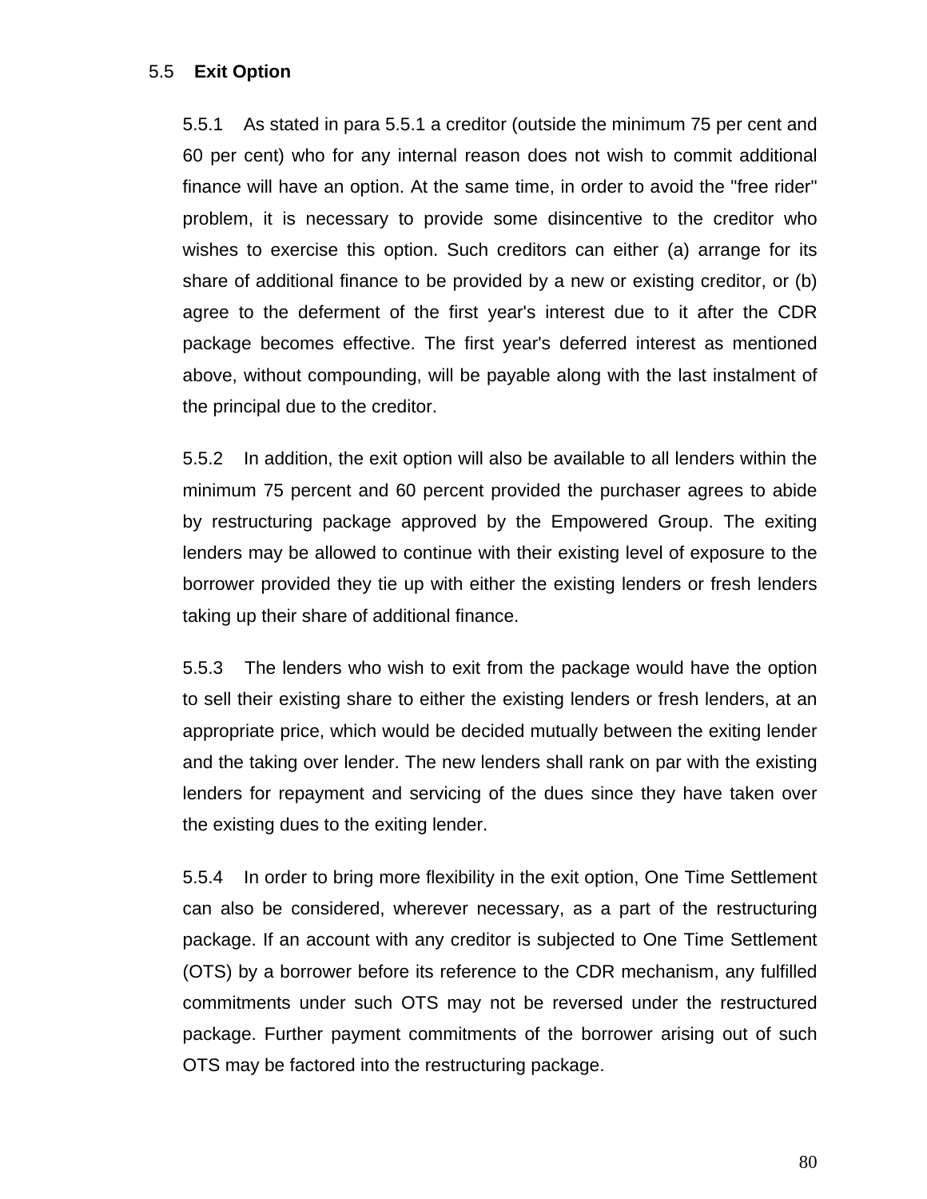### 5.5 **Exit Option**

5.5.1 As stated in para 5.5.1 a creditor (outside the minimum 75 per cent and 60 per cent) who for any internal reason does not wish to commit additional finance will have an option. At the same time, in order to avoid the "free rider" problem, it is necessary to provide some disincentive to the creditor who wishes to exercise this option. Such creditors can either (a) arrange for its share of additional finance to be provided by a new or existing creditor, or (b) agree to the deferment of the first year's interest due to it after the CDR package becomes effective. The first year's deferred interest as mentioned above, without compounding, will be payable along with the last instalment of the principal due to the creditor.

5.5.2 In addition, the exit option will also be available to all lenders within the minimum 75 percent and 60 percent provided the purchaser agrees to abide by restructuring package approved by the Empowered Group. The exiting lenders may be allowed to continue with their existing level of exposure to the borrower provided they tie up with either the existing lenders or fresh lenders taking up their share of additional finance.

5.5.3 The lenders who wish to exit from the package would have the option to sell their existing share to either the existing lenders or fresh lenders, at an appropriate price, which would be decided mutually between the exiting lender and the taking over lender. The new lenders shall rank on par with the existing lenders for repayment and servicing of the dues since they have taken over the existing dues to the exiting lender.

5.5.4 In order to bring more flexibility in the exit option, One Time Settlement can also be considered, wherever necessary, as a part of the restructuring package. If an account with any creditor is subjected to One Time Settlement (OTS) by a borrower before its reference to the CDR mechanism, any fulfilled commitments under such OTS may not be reversed under the restructured package. Further payment commitments of the borrower arising out of such OTS may be factored into the restructuring package.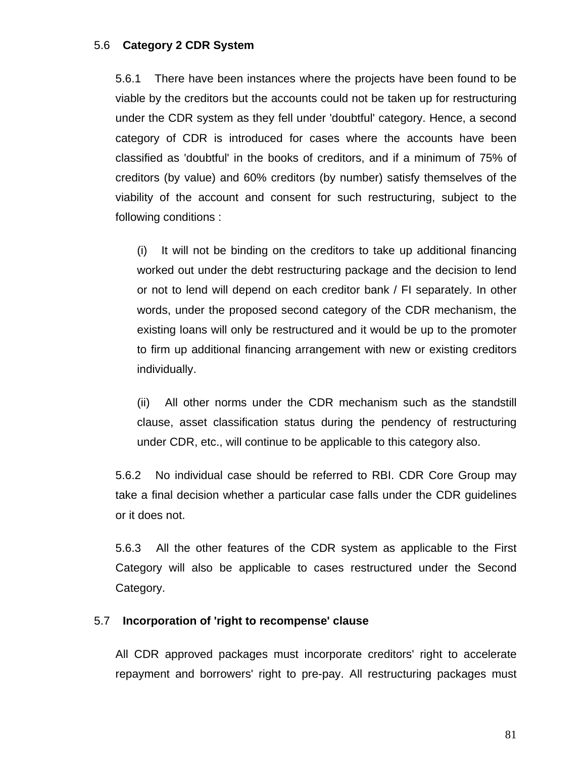### 5.6 **Category 2 CDR System**

5.6.1 There have been instances where the projects have been found to be viable by the creditors but the accounts could not be taken up for restructuring under the CDR system as they fell under 'doubtful' category. Hence, a second category of CDR is introduced for cases where the accounts have been classified as 'doubtful' in the books of creditors, and if a minimum of 75% of creditors (by value) and 60% creditors (by number) satisfy themselves of the viability of the account and consent for such restructuring, subject to the following conditions :

(i) It will not be binding on the creditors to take up additional financing worked out under the debt restructuring package and the decision to lend or not to lend will depend on each creditor bank / FI separately. In other words, under the proposed second category of the CDR mechanism, the existing loans will only be restructured and it would be up to the promoter to firm up additional financing arrangement with new or existing creditors individually.

(ii) All other norms under the CDR mechanism such as the standstill clause, asset classification status during the pendency of restructuring under CDR, etc., will continue to be applicable to this category also.

5.6.2 No individual case should be referred to RBI. CDR Core Group may take a final decision whether a particular case falls under the CDR guidelines or it does not.

5.6.3 All the other features of the CDR system as applicable to the First Category will also be applicable to cases restructured under the Second Category.

### 5.7 **Incorporation of 'right to recompense' clause**

All CDR approved packages must incorporate creditors' right to accelerate repayment and borrowers' right to pre-pay. All restructuring packages must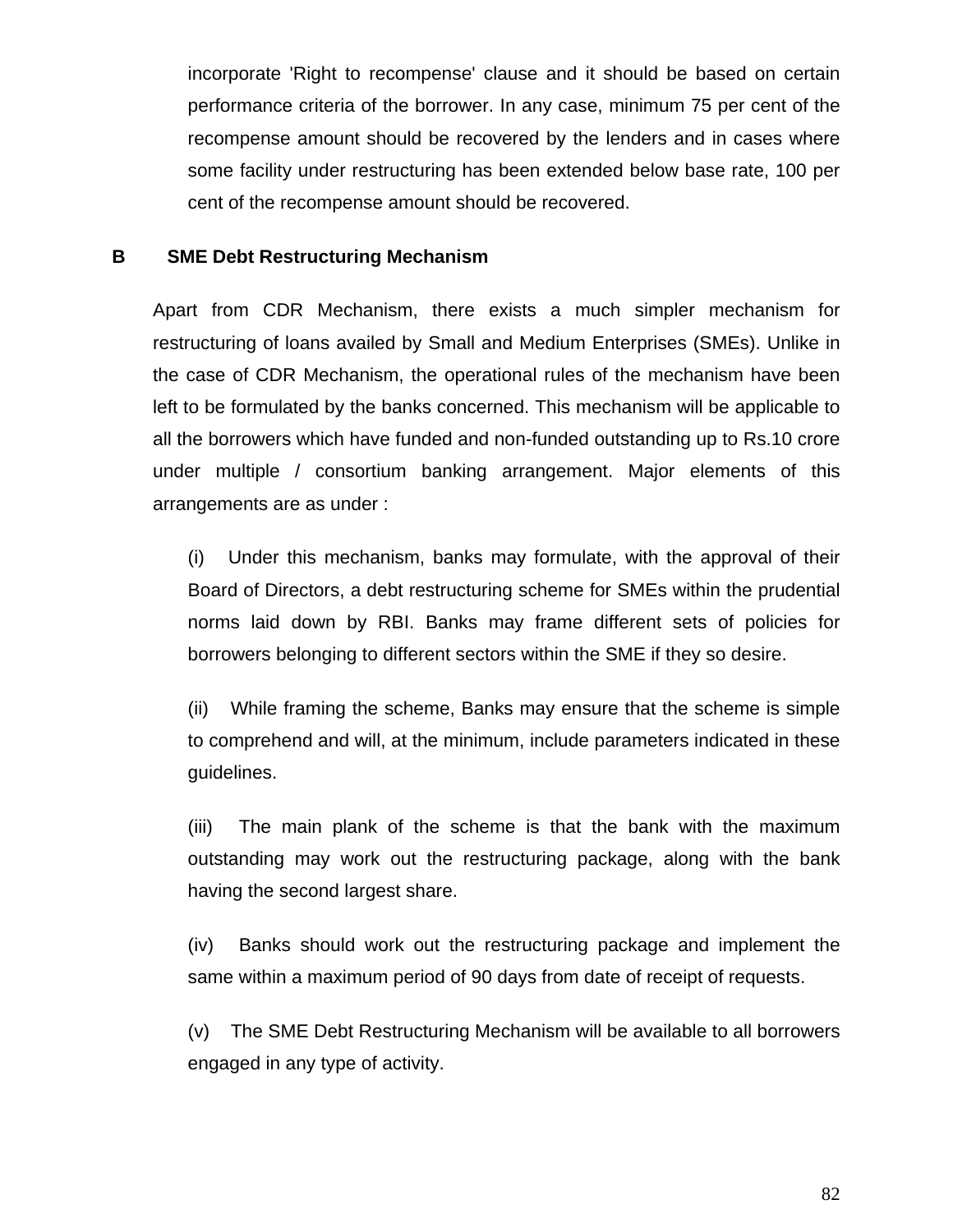incorporate 'Right to recompense' clause and it should be based on certain performance criteria of the borrower. In any case, minimum 75 per cent of the recompense amount should be recovered by the lenders and in cases where some facility under restructuring has been extended below base rate, 100 per cent of the recompense amount should be recovered.

**B SME Debt Restructuring Mechanism**

Apart from CDR Mechanism, there exists a much simpler mechanism for restructuring of loans availed by Small and Medium Enterprises (SMEs). Unlike in the case of CDR Mechanism, the operational rules of the mechanism have been left to be formulated by the banks concerned. This mechanism will be applicable to all the borrowers which have funded and non-funded outstanding up to Rs.10 crore under multiple / consortium banking arrangement. Major elements of this arrangements are as under :

(i) Under this mechanism, banks may formulate, with the approval of their Board of Directors, a debt restructuring scheme for SMEs within the prudential norms laid down by RBI. Banks may frame different sets of policies for borrowers belonging to different sectors within the SME if they so desire.

(ii) While framing the scheme, Banks may ensure that the scheme is simple to comprehend and will, at the minimum, include parameters indicated in these guidelines.

(iii) The main plank of the scheme is that the bank with the maximum outstanding may work out the restructuring package, along with the bank having the second largest share.

(iv) Banks should work out the restructuring package and implement the same within a maximum period of 90 days from date of receipt of requests.

(v) The SME Debt Restructuring Mechanism will be available to all borrowers engaged in any type of activity.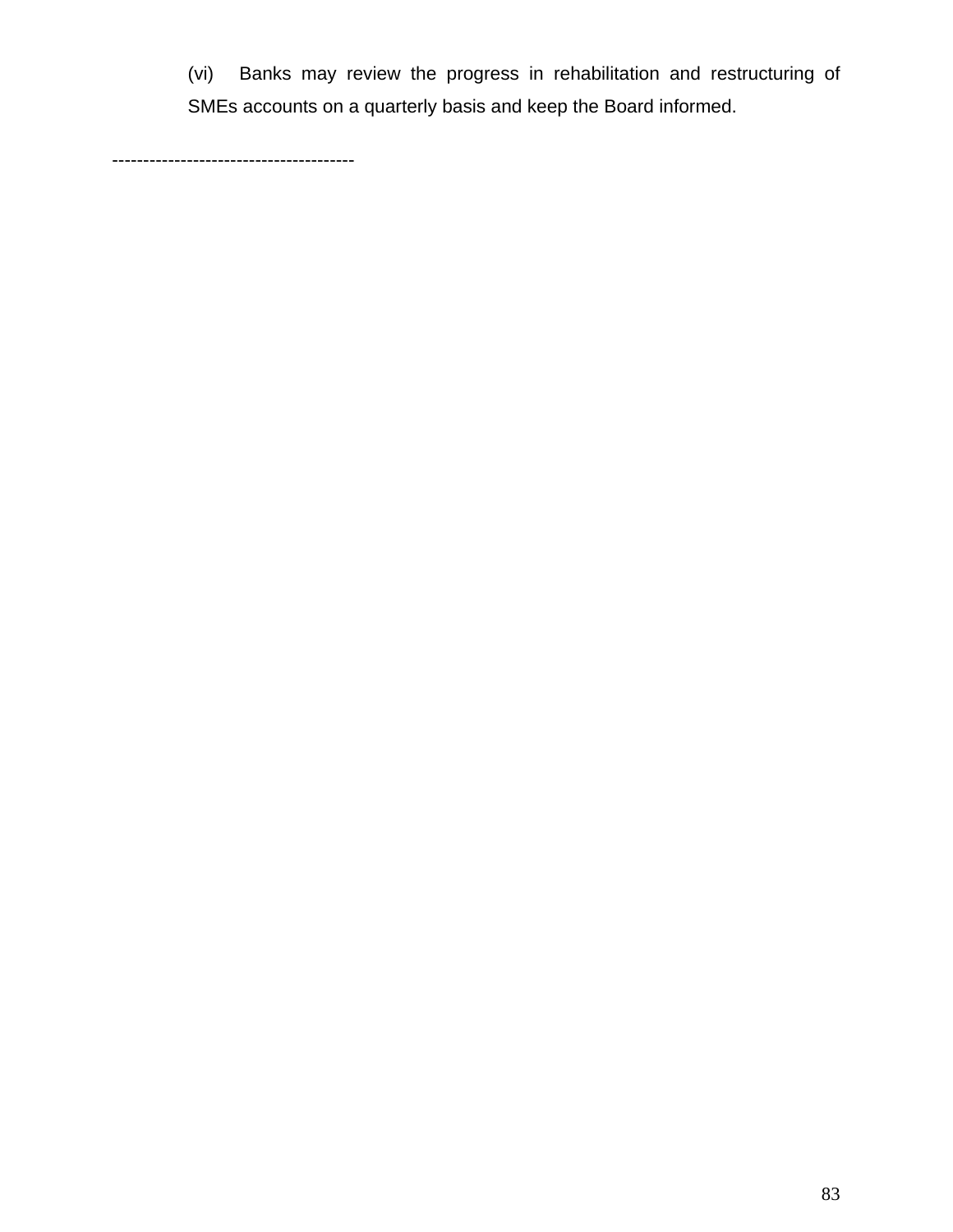(vi) Banks may review the progress in rehabilitation and restructuring of SMEs accounts on a quarterly basis and keep the Board informed.

---------------------------------------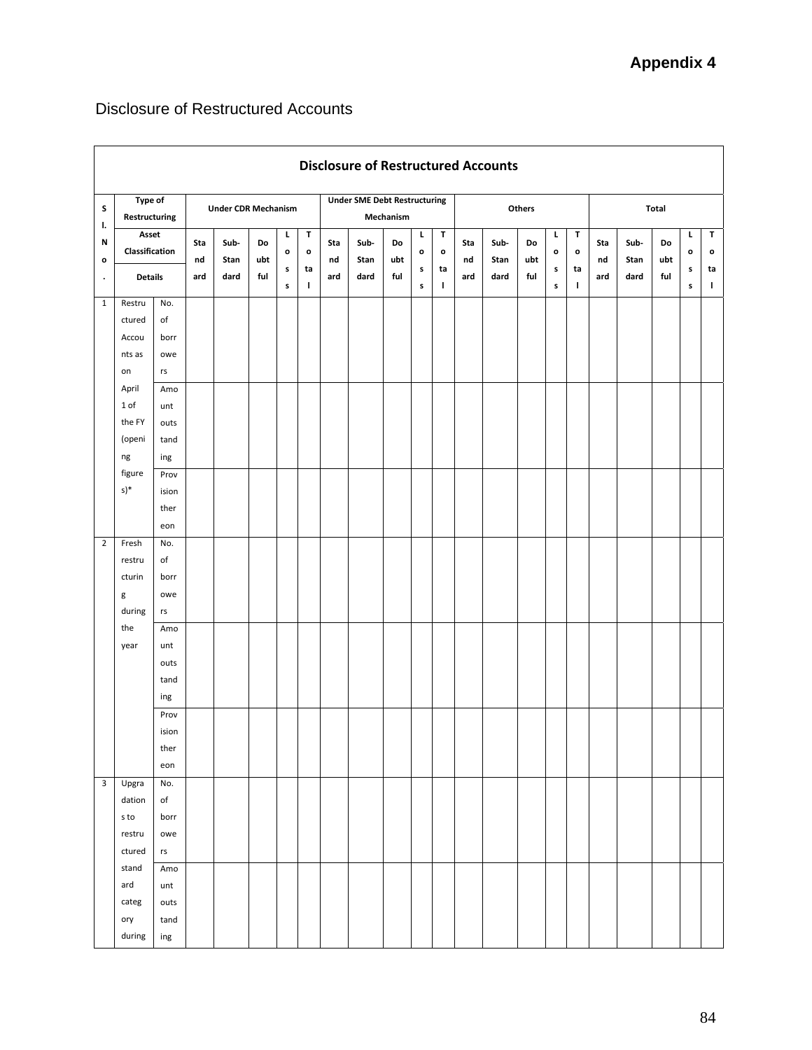**Appendix 4**

Disclosure of Restructured Accounts

| Sl. No. | Type of Restructuring | | Under CDR Mechanism | | | | | Under SME Debt Restructuring Mechanism | | | | | Others | | | | | Total | | | | |
|---|---|---|---|---|---|---|---|---|---|---|---|---|---|---|---|---|---|---|---|---|---|---|
| | Asset Classification | | Standard | Sub-Standard | Doubtful | Loss | Total | Standard | Sub-Standard | Doubtful | Loss | Total | Standard | Sub-Standard | Doubtful | Loss | Total | Standard | Sub-Standard | Doubtful | Loss | Total |
| | Details | | | | | | | | | | | | | | | | | | | | | |
| 1 | Restructured Accounts as on April 1 of the FY (opening figures)* | No. of borrowers | | | | | | | | | | | | | | | | | | | | |
| | | Amount outstanding | | | | | | | | | | | | | | | | | | | | |
| | | Provision thereon | | | | | | | | | | | | | | | | | | | | |
| 2 | Fresh restructuring during the year | No. of borrowers | | | | | | | | | | | | | | | | | | | | |
| | | Amount outstanding | | | | | | | | | | | | | | | | | | | | |
| | | Provision thereon | | | | | | | | | | | | | | | | | | | | |
| 3 | Upgradations to restructured standard category during | No. of borrowers | | | | | | | | | | | | | | | | | | | | |
| | | Amount outstanding | | | | | | | | | | | | | | | | | | | | |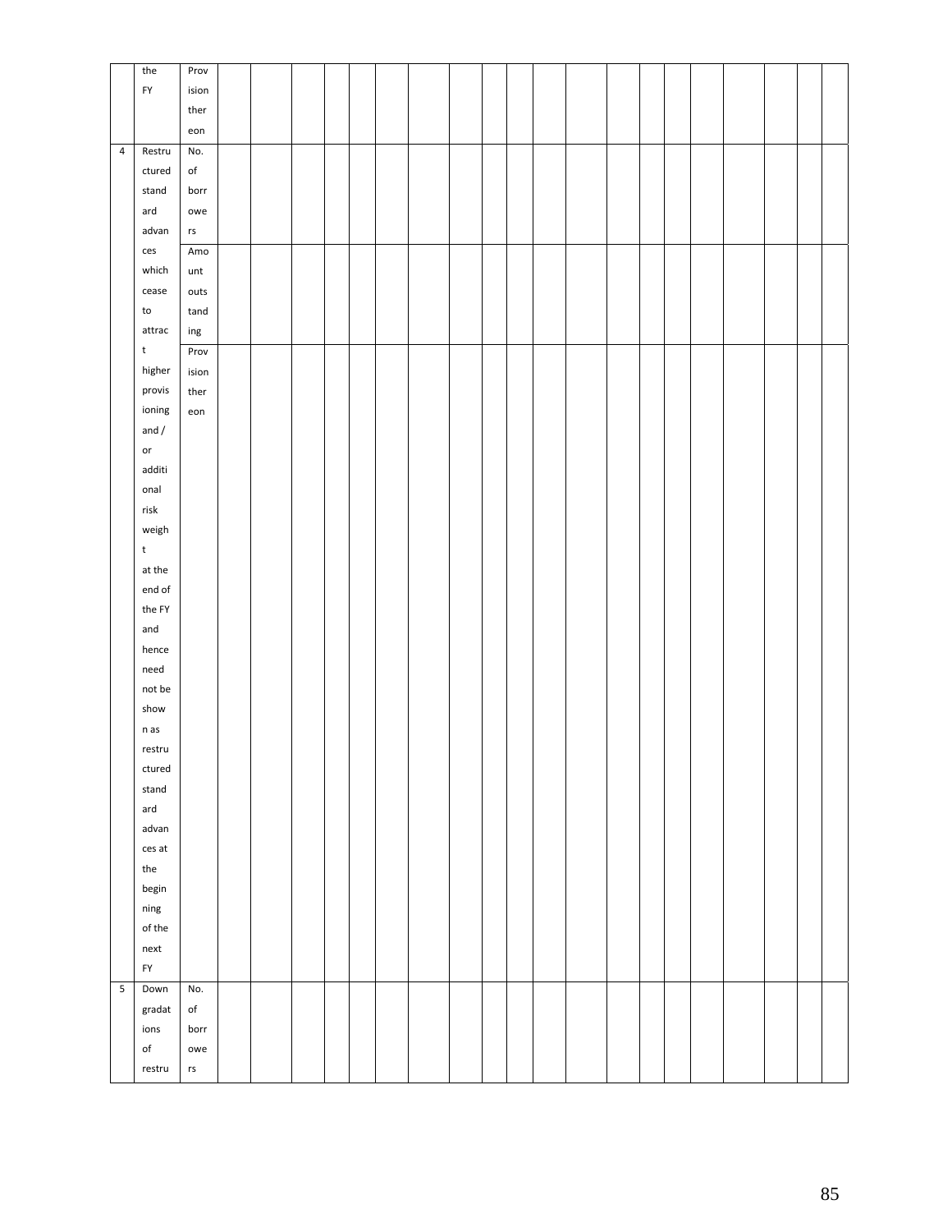|   |   |   |   |   |   |   |   |   |   |   |   |   |   |   |   |   |   |   |   |   |
|---|---|---|---|---|---|---|---|---|---|---|---|---|---|---|---|---|---|---|---|---|
|   | the FY | Provision thereon |   |   |   |   |   |   |   |   |   |   |   |   |   |   |   |   |   |   |
| 4 | Restructured standard advances which cease to attract higher provisioning and / or additional risk weight at the end of the FY and hence need not be shown as restructured standard advances at the beginning of the next FY | No. of borrowers |   |   |   |   |   |   |   |   |   |   |   |   |   |   |   |   |   |   |
|   |   | Amount outstanding |   |   |   |   |   |   |   |   |   |   |   |   |   |   |   |   |   |   |
|   |   | Provision thereon |   |   |   |   |   |   |   |   |   |   |   |   |   |   |   |   |   |   |
| 5 | Downgradations of restru | No. of borrowers |   |   |   |   |   |   |   |   |   |   |   |   |   |   |   |   |   |   |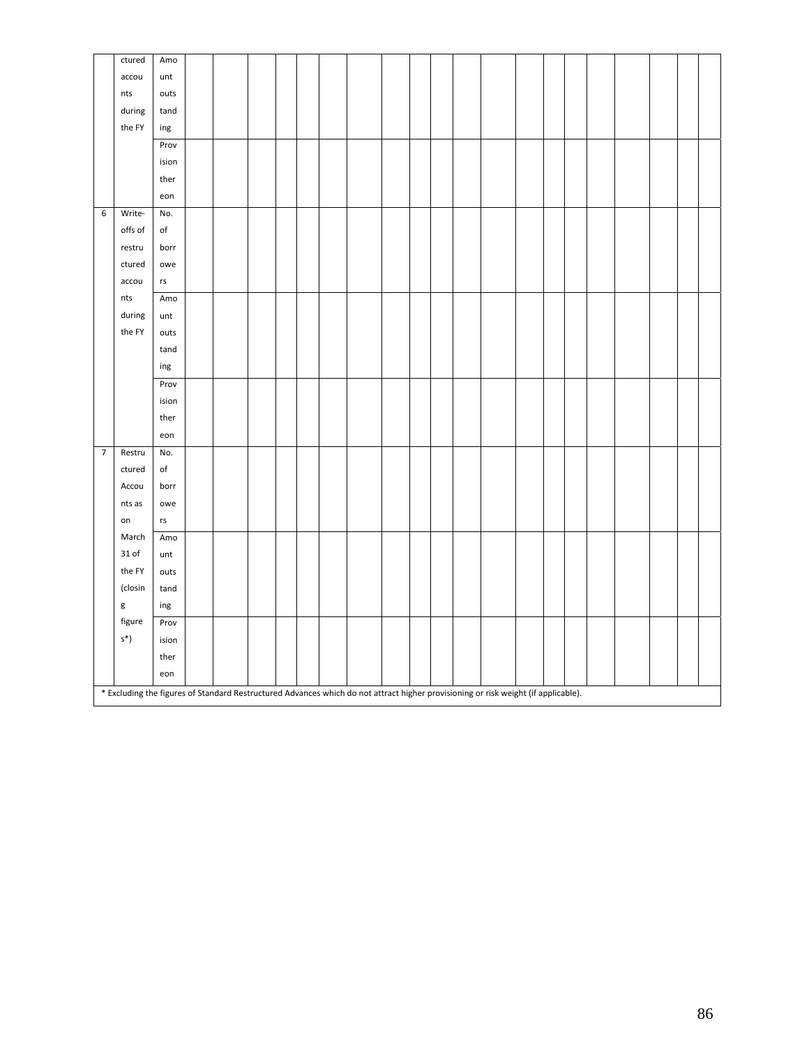| | | | | | | | | | | | | | | | | | | | | | |
|---|---|---|---|---|---|---|---|---|---|---|---|---|---|---|---|---|---|---|---|---|---|
| | ctured accounts during the FY | Amount outstanding | | | | | | | | | | | | | | | | | | | |
| | | Provision thereon | | | | | | | | | | | | | | | | | | | |
| 6 | Write-offs of restructured accounts during the FY | No. of borrowers | | | | | | | | | | | | | | | | | | | |
| | | Amount outstanding | | | | | | | | | | | | | | | | | | | |
| | | Provision thereon | | | | | | | | | | | | | | | | | | | |
| 7 | Restructured Accounts as on March 31 of the FY (closing figures*) | No. of borrowers | | | | | | | | | | | | | | | | | | | |
| | | Amount outstanding | | | | | | | | | | | | | | | | | | | |
| | | Provision thereon | | | | | | | | | | | | | | | | | | | |

* Excluding the figures of Standard Restructured Advances which do not attract higher provisioning or risk weight (if applicable).